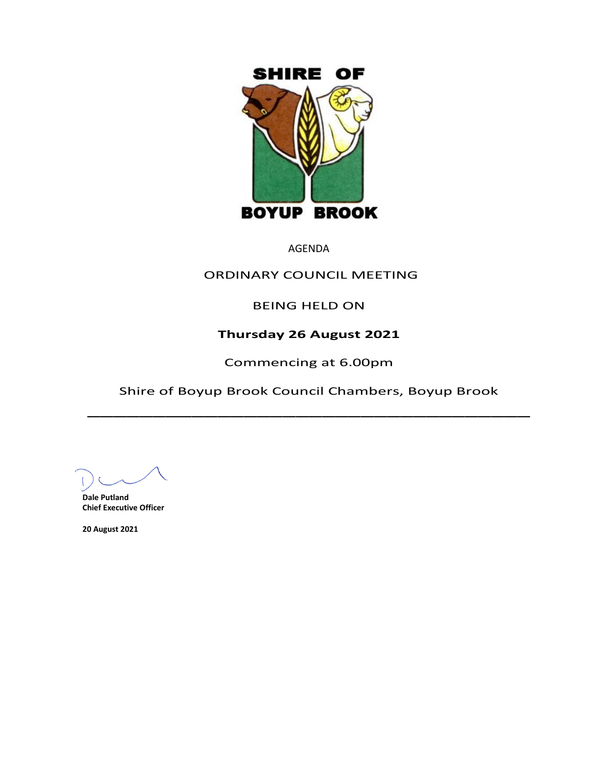SHIRE OF

BOYUP BROOK

AGENDA

ORDINARY COUNCIL MEETING

BEING HELD ON

**Thursday 26 August 2021**

Commencing at 6.00pm

Shire of Boyup Brook Council Chambers, Boyup Brook

---

**Dale Putland**
**Chief Executive Officer**

**20 August 2021**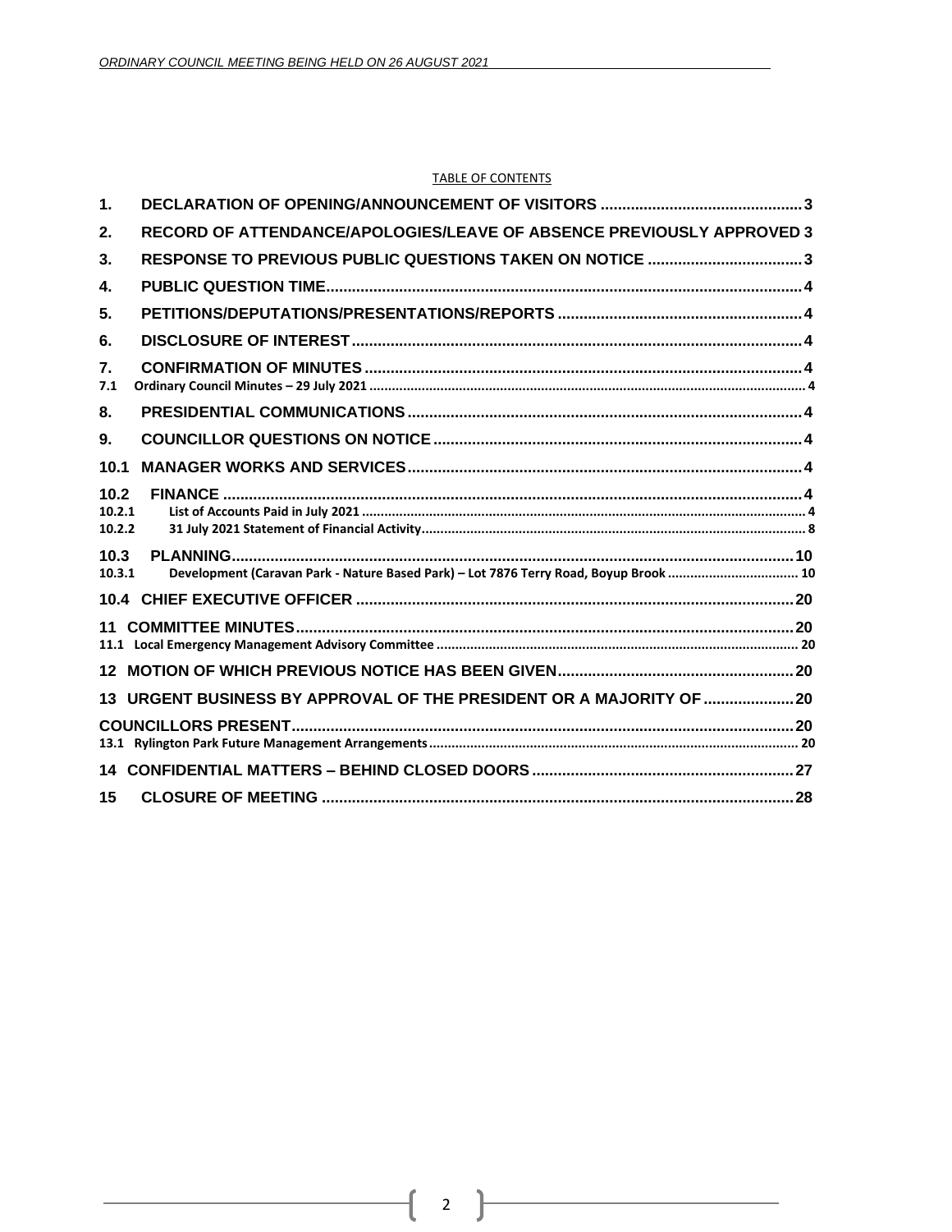TABLE OF CONTENTS

| | | |
|---|---|---|
| 1. | DECLARATION OF OPENING/ANNOUNCEMENT OF VISITORS | 3 |
| 2. | RECORD OF ATTENDANCE/APOLOGIES/LEAVE OF ABSENCE PREVIOUSLY APPROVED | 3 |
| 3. | RESPONSE TO PREVIOUS PUBLIC QUESTIONS TAKEN ON NOTICE | 3 |
| 4. | PUBLIC QUESTION TIME | 4 |
| 5. | PETITIONS/DEPUTATIONS/PRESENTATIONS/REPORTS | 4 |
| 6. | DISCLOSURE OF INTEREST | 4 |
| 7. | CONFIRMATION OF MINUTES | 4 |
| 7.1 | Ordinary Council Minutes – 29 July 2021 | 4 |
| 8. | PRESIDENTIAL COMMUNICATIONS | 4 |
| 9. | COUNCILLOR QUESTIONS ON NOTICE | 4 |
| 10.1 | MANAGER WORKS AND SERVICES | 4 |
| 10.2 | FINANCE | 4 |
| 10.2.1 | List of Accounts Paid in July 2021 | 4 |
| 10.2.2 | 31 July 2021 Statement of Financial Activity | 8 |
| 10.3 | PLANNING | 10 |
| 10.3.1 | Development (Caravan Park - Nature Based Park) – Lot 7876 Terry Road, Boyup Brook | 10 |
| 10.4 | CHIEF EXECUTIVE OFFICER | 20 |
| 11 | COMMITTEE MINUTES | 20 |
| 11.1 | Local Emergency Management Advisory Committee | 20 |
| 12 | MOTION OF WHICH PREVIOUS NOTICE HAS BEEN GIVEN | 20 |
| 13 | URGENT BUSINESS BY APPROVAL OF THE PRESIDENT OR A MAJORITY OF COUNCILLORS PRESENT | 20 |
| 13.1 | Rylington Park Future Management Arrangements | 20 |
| 14 | CONFIDENTIAL MATTERS – BEHIND CLOSED DOORS | 27 |
| 15 | CLOSURE OF MEETING | 28 |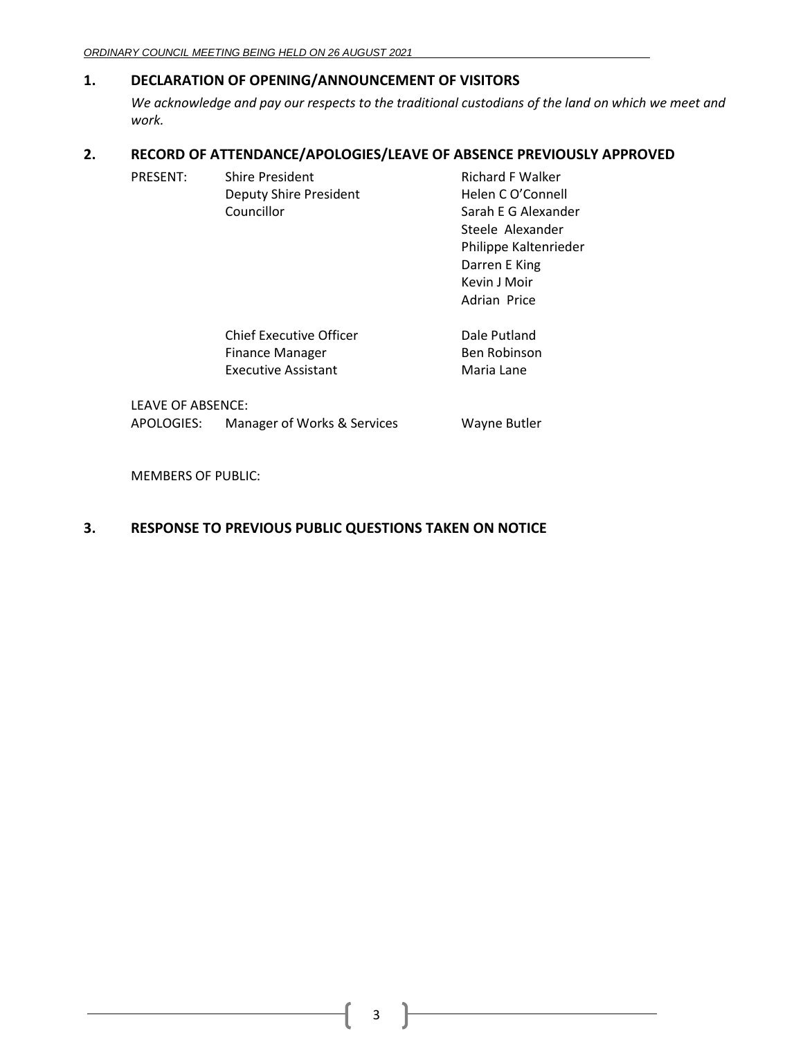## 1. DECLARATION OF OPENING/ANNOUNCEMENT OF VISITORS

*We acknowledge and pay our respects to the traditional custodians of the land on which we meet and work.*

## 2. RECORD OF ATTENDANCE/APOLOGIES/LEAVE OF ABSENCE PREVIOUSLY APPROVED

| | | |
|---|---|---|
| PRESENT: | Shire President | Richard F Walker |
| | Deputy Shire President | Helen C O'Connell |
| | Councillor | Sarah E G Alexander |
| | | Steele Alexander |
| | | Philippe Kaltenrieder |
| | | Darren E King |
| | | Kevin J Moir |
| | | Adrian Price |
| | Chief Executive Officer | Dale Putland |
| | Finance Manager | Ben Robinson |
| | Executive Assistant | Maria Lane |
| LEAVE OF ABSENCE: | | |
| APOLOGIES: | Manager of Works & Services | Wayne Butler |

MEMBERS OF PUBLIC:

## 3. RESPONSE TO PREVIOUS PUBLIC QUESTIONS TAKEN ON NOTICE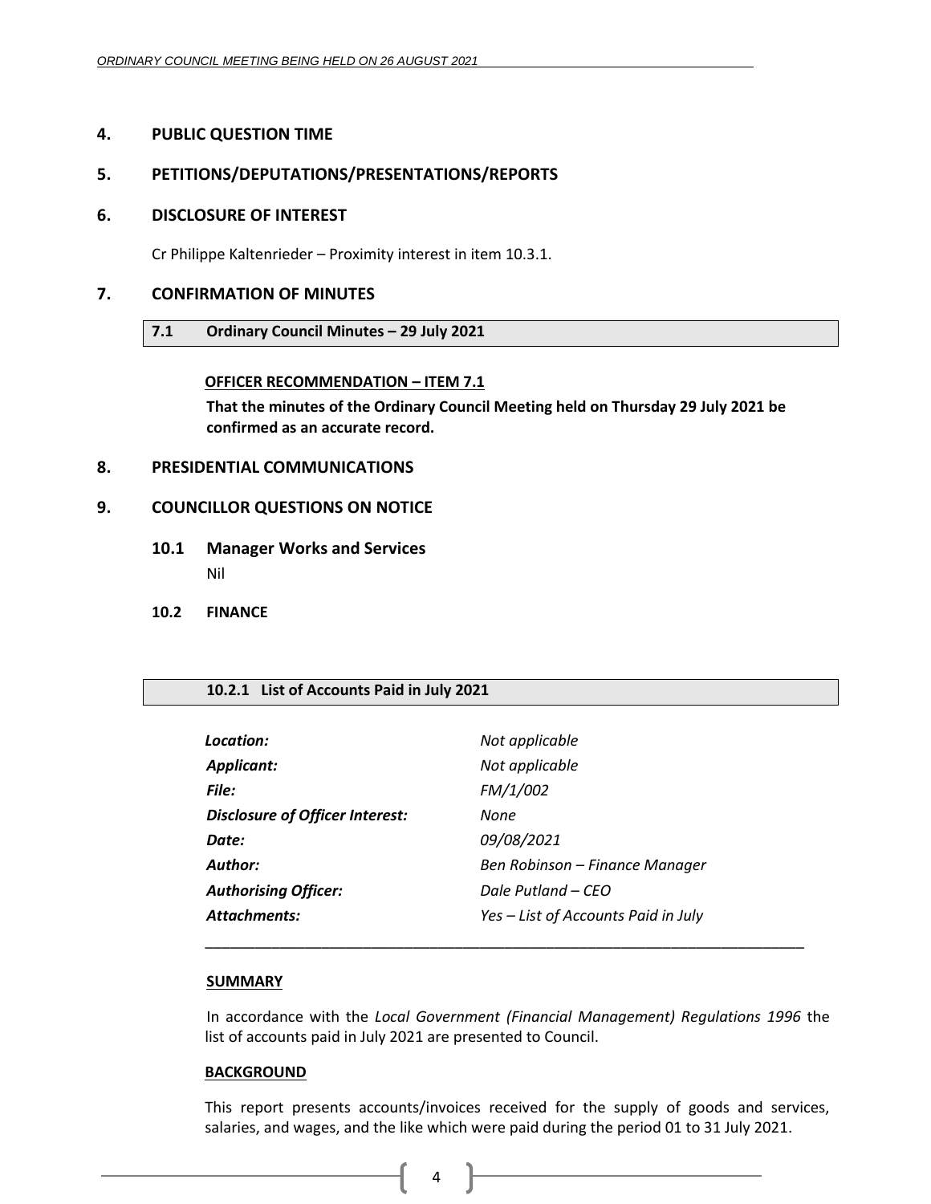## 4. PUBLIC QUESTION TIME

## 5. PETITIONS/DEPUTATIONS/PRESENTATIONS/REPORTS

## 6. DISCLOSURE OF INTEREST

Cr Philippe Kaltenrieder – Proximity interest in item 10.3.1.

## 7. CONFIRMATION OF MINUTES

### 7.1 Ordinary Council Minutes – 29 July 2021

**OFFICER RECOMMENDATION – ITEM 7.1**

**That the minutes of the Ordinary Council Meeting held on Thursday 29 July 2021 be confirmed as an accurate record.**

## 8. PRESIDENTIAL COMMUNICATIONS

## 9. COUNCILLOR QUESTIONS ON NOTICE

### 10.1 Manager Works and Services

Nil

### 10.2 FINANCE

#### 10.2.1 List of Accounts Paid in July 2021

| | |
|---|---|
| ***Location:*** | *Not applicable* |
| ***Applicant:*** | *Not applicable* |
| ***File:*** | *FM/1/002* |
| ***Disclosure of Officer Interest:*** | *None* |
| ***Date:*** | *09/08/2021* |
| ***Author:*** | *Ben Robinson – Finance Manager* |
| ***Authorising Officer:*** | *Dale Putland – CEO* |
| ***Attachments:*** | *Yes – List of Accounts Paid in July* |

---

**SUMMARY**

In accordance with the *Local Government (Financial Management) Regulations 1996* the list of accounts paid in July 2021 are presented to Council.

**BACKGROUND**

This report presents accounts/invoices received for the supply of goods and services, salaries, and wages, and the like which were paid during the period 01 to 31 July 2021.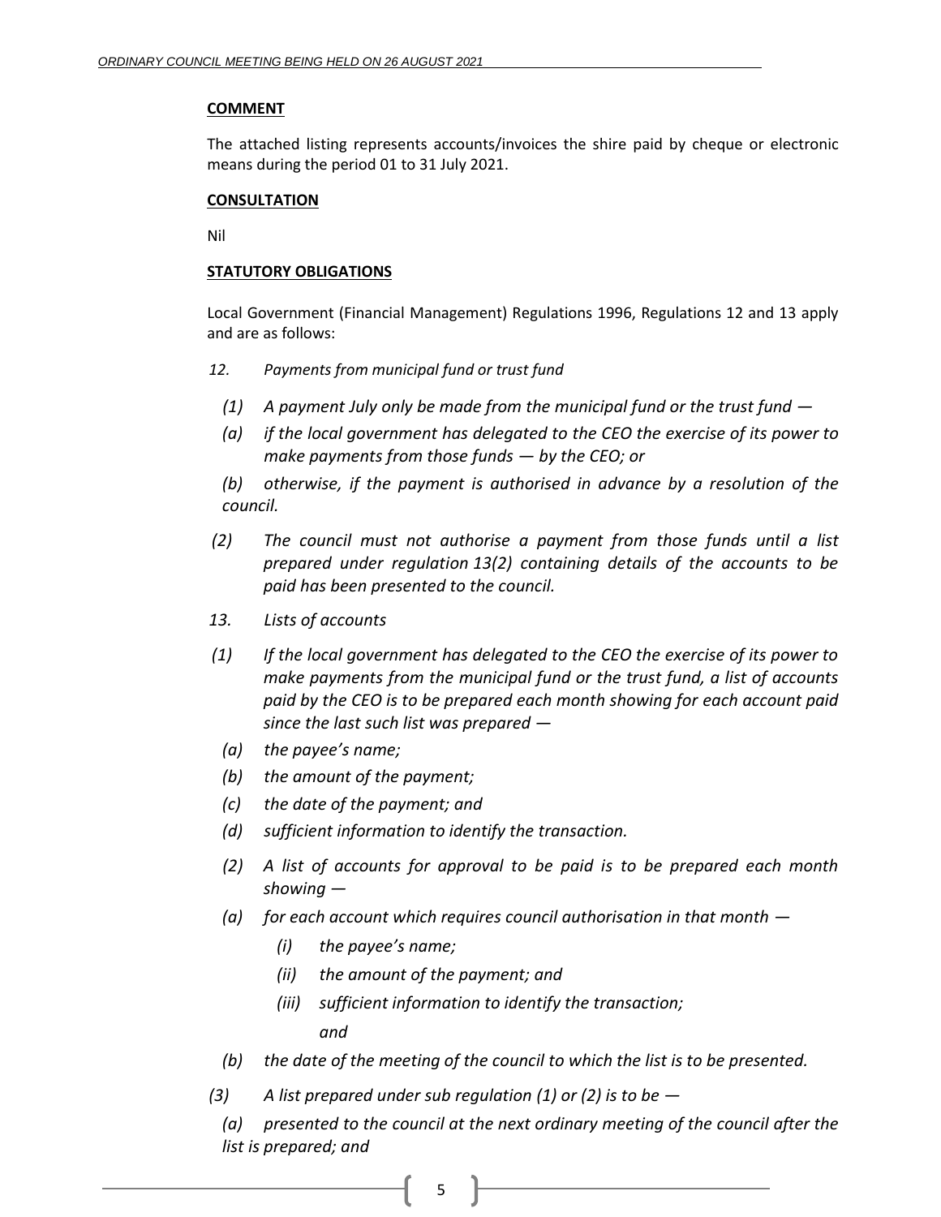**COMMENT**

The attached listing represents accounts/invoices the shire paid by cheque or electronic means during the period 01 to 31 July 2021.

**CONSULTATION**

Nil

**STATUTORY OBLIGATIONS**

Local Government (Financial Management) Regulations 1996, Regulations 12 and 13 apply and are as follows:

*12. Payments from municipal fund or trust fund*

*(1) A payment July only be made from the municipal fund or the trust fund —*

*(a) if the local government has delegated to the CEO the exercise of its power to make payments from those funds — by the CEO; or*

*(b) otherwise, if the payment is authorised in advance by a resolution of the council.*

*(2) The council must not authorise a payment from those funds until a list prepared under regulation 13(2) containing details of the accounts to be paid has been presented to the council.*

*13. Lists of accounts*

*(1) If the local government has delegated to the CEO the exercise of its power to make payments from the municipal fund or the trust fund, a list of accounts paid by the CEO is to be prepared each month showing for each account paid since the last such list was prepared —*

*(a) the payee's name;*

*(b) the amount of the payment;*

*(c) the date of the payment; and*

*(d) sufficient information to identify the transaction.*

*(2) A list of accounts for approval to be paid is to be prepared each month showing —*

*(a) for each account which requires council authorisation in that month —*

*(i) the payee's name;*

*(ii) the amount of the payment; and*

*(iii) sufficient information to identify the transaction;*

*and*

*(b) the date of the meeting of the council to which the list is to be presented.*

*(3) A list prepared under sub regulation (1) or (2) is to be —*

*(a) presented to the council at the next ordinary meeting of the council after the list is prepared; and*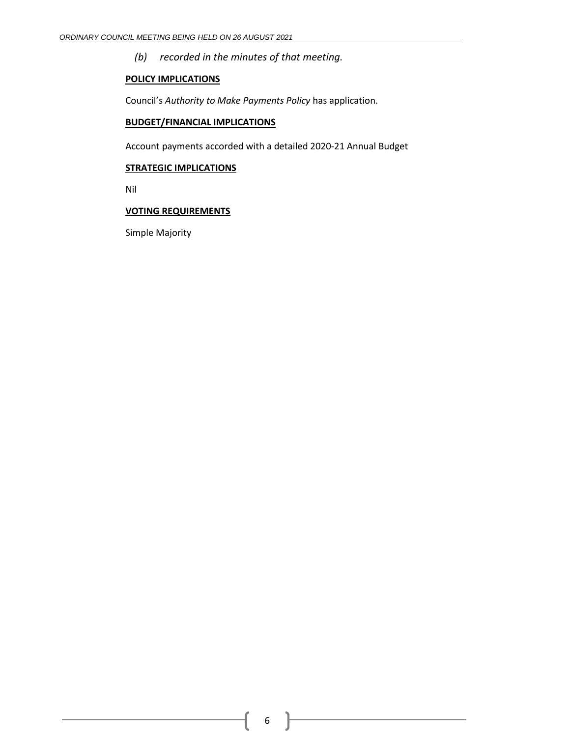*(b) recorded in the minutes of that meeting.*

**POLICY IMPLICATIONS**

Council's *Authority to Make Payments Policy* has application.

**BUDGET/FINANCIAL IMPLICATIONS**

Account payments accorded with a detailed 2020-21 Annual Budget

**STRATEGIC IMPLICATIONS**

Nil

**VOTING REQUIREMENTS**

Simple Majority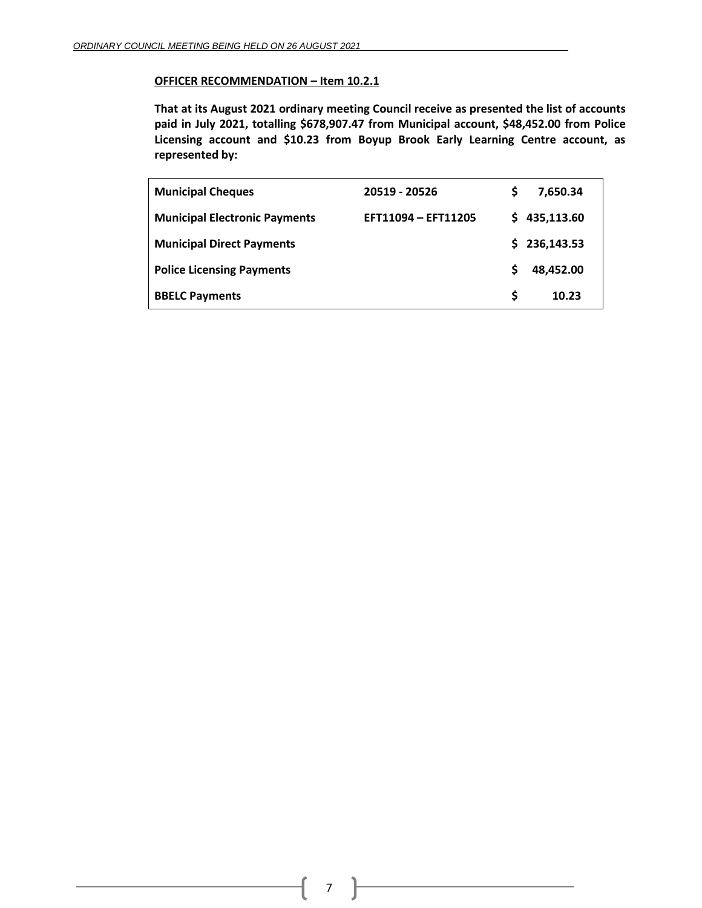**OFFICER RECOMMENDATION – Item 10.2.1**

**That at its August 2021 ordinary meeting Council receive as presented the list of accounts paid in July 2021, totalling $678,907.47 from Municipal account, $48,452.00 from Police Licensing account and $10.23 from Boyup Brook Early Learning Centre account, as represented by:**

| | | |
|---|---|---|
| **Municipal Cheques** | **20519 - 20526** | **$ 7,650.34** |
| **Municipal Electronic Payments** | **EFT11094 – EFT11205** | **$ 435,113.60** |
| **Municipal Direct Payments** | | **$ 236,143.53** |
| **Police Licensing Payments** | | **$ 48,452.00** |
| **BBELC Payments** | | **$ 10.23** |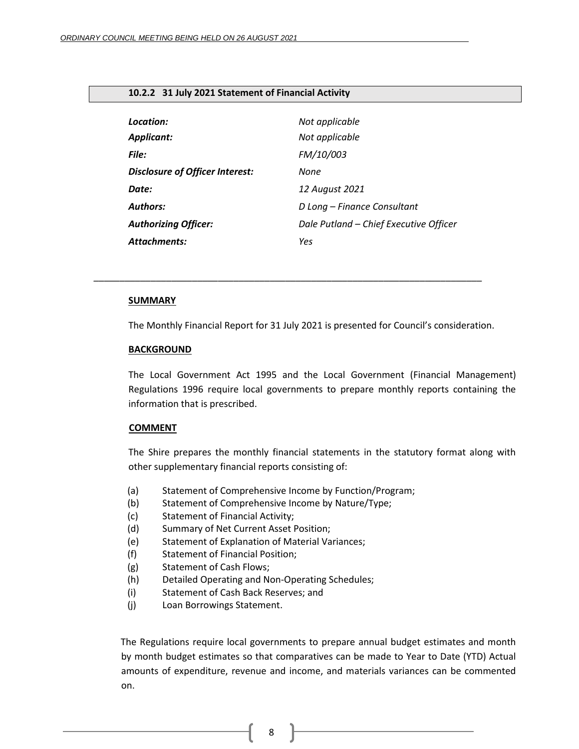## 10.2.2 31 July 2021 Statement of Financial Activity

| | |
|---|---|
| ***Location:*** | *Not applicable* |
| ***Applicant:*** | *Not applicable* |
| ***File:*** | *FM/10/003* |
| ***Disclosure of Officer Interest:*** | *None* |
| ***Date:*** | *12 August 2021* |
| ***Authors:*** | *D Long – Finance Consultant* |
| ***Authorizing Officer:*** | *Dale Putland – Chief Executive Officer* |
| ***Attachments:*** | *Yes* |

---

**SUMMARY**

The Monthly Financial Report for 31 July 2021 is presented for Council's consideration.

**BACKGROUND**

The Local Government Act 1995 and the Local Government (Financial Management) Regulations 1996 require local governments to prepare monthly reports containing the information that is prescribed.

**COMMENT**

The Shire prepares the monthly financial statements in the statutory format along with other supplementary financial reports consisting of:

(a) Statement of Comprehensive Income by Function/Program;
(b) Statement of Comprehensive Income by Nature/Type;
(c) Statement of Financial Activity;
(d) Summary of Net Current Asset Position;
(e) Statement of Explanation of Material Variances;
(f) Statement of Financial Position;
(g) Statement of Cash Flows;
(h) Detailed Operating and Non-Operating Schedules;
(i) Statement of Cash Back Reserves; and
(j) Loan Borrowings Statement.

The Regulations require local governments to prepare annual budget estimates and month by month budget estimates so that comparatives can be made to Year to Date (YTD) Actual amounts of expenditure, revenue and income, and materials variances can be commented on.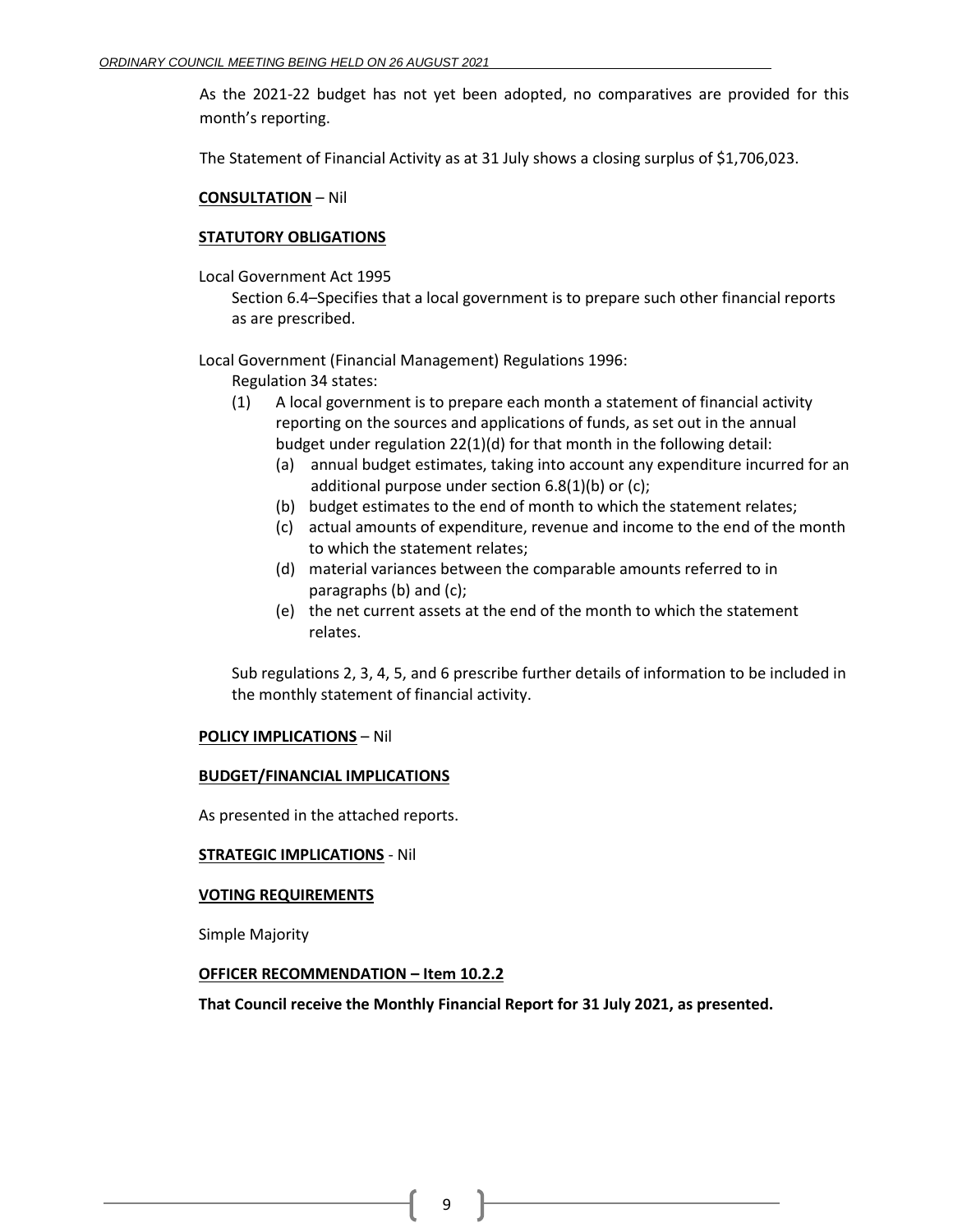As the 2021-22 budget has not yet been adopted, no comparatives are provided for this month's reporting.

The Statement of Financial Activity as at 31 July shows a closing surplus of $1,706,023.

**CONSULTATION** – Nil

**STATUTORY OBLIGATIONS**

Local Government Act 1995

Section 6.4–Specifies that a local government is to prepare such other financial reports as are prescribed.

Local Government (Financial Management) Regulations 1996:

Regulation 34 states:

(1) A local government is to prepare each month a statement of financial activity reporting on the sources and applications of funds, as set out in the annual budget under regulation 22(1)(d) for that month in the following detail:

- (a) annual budget estimates, taking into account any expenditure incurred for an additional purpose under section 6.8(1)(b) or (c);
- (b) budget estimates to the end of month to which the statement relates;
- (c) actual amounts of expenditure, revenue and income to the end of the month to which the statement relates;
- (d) material variances between the comparable amounts referred to in paragraphs (b) and (c);
- (e) the net current assets at the end of the month to which the statement relates.

Sub regulations 2, 3, 4, 5, and 6 prescribe further details of information to be included in the monthly statement of financial activity.

**POLICY IMPLICATIONS** – Nil

**BUDGET/FINANCIAL IMPLICATIONS**

As presented in the attached reports.

**STRATEGIC IMPLICATIONS** - Nil

**VOTING REQUIREMENTS**

Simple Majority

**OFFICER RECOMMENDATION – Item 10.2.2**

**That Council receive the Monthly Financial Report for 31 July 2021, as presented.**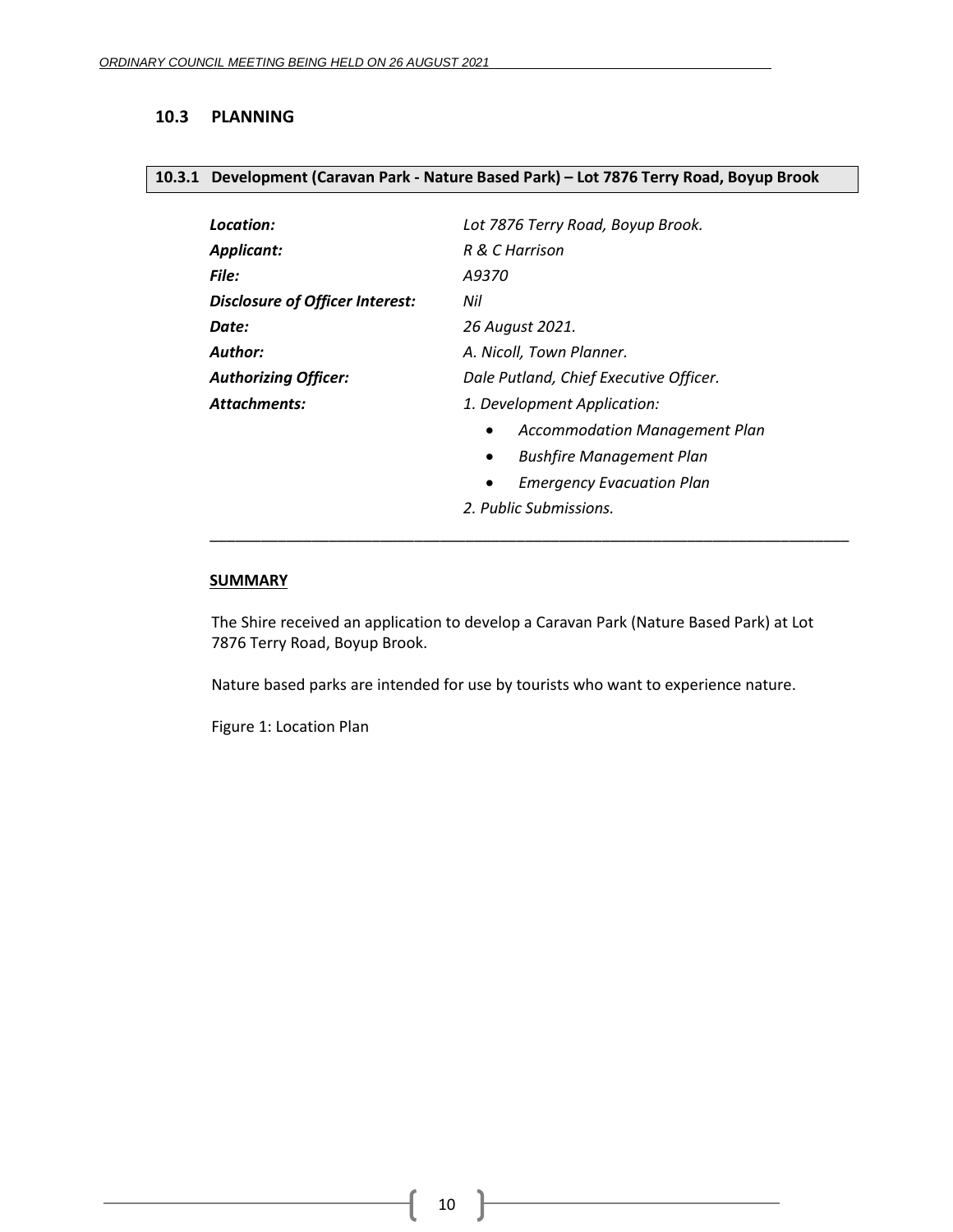## 10.3 PLANNING

### 10.3.1 Development (Caravan Park - Nature Based Park) – Lot 7876 Terry Road, Boyup Brook

| | |
|---|---|
| ***Location:*** | *Lot 7876 Terry Road, Boyup Brook.* |
| ***Applicant:*** | *R & C Harrison* |
| ***File:*** | *A9370* |
| ***Disclosure of Officer Interest:*** | *Nil* |
| ***Date:*** | *26 August 2021.* |
| ***Author:*** | *A. Nicoll, Town Planner.* |
| ***Authorizing Officer:*** | *Dale Putland, Chief Executive Officer.* |
| ***Attachments:*** | *1. Development Application:* |

- *Accommodation Management Plan*
- *Bushfire Management Plan*
- *Emergency Evacuation Plan*

*2. Public Submissions.*

---

**SUMMARY**

The Shire received an application to develop a Caravan Park (Nature Based Park) at Lot 7876 Terry Road, Boyup Brook.

Nature based parks are intended for use by tourists who want to experience nature.

Figure 1: Location Plan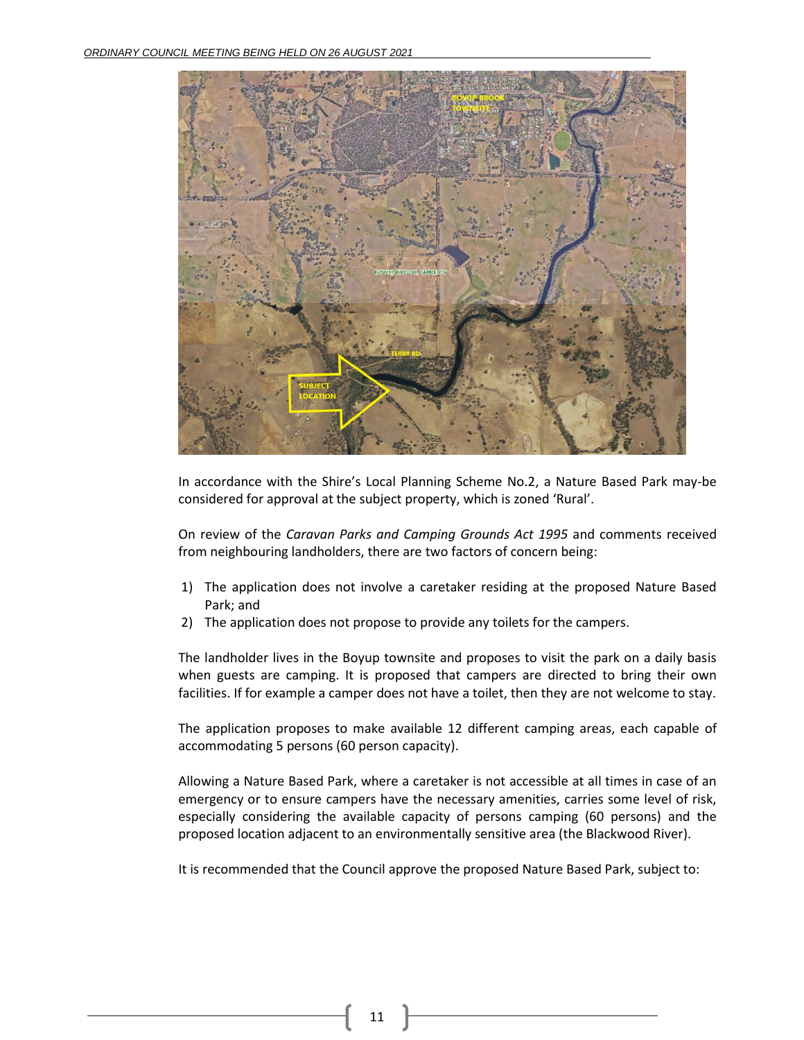In accordance with the Shire's Local Planning Scheme No.2, a Nature Based Park may-be considered for approval at the subject property, which is zoned 'Rural'.

On review of the *Caravan Parks and Camping Grounds Act 1995* and comments received from neighbouring landholders, there are two factors of concern being:

1) The application does not involve a caretaker residing at the proposed Nature Based Park; and
2) The application does not propose to provide any toilets for the campers.

The landholder lives in the Boyup townsite and proposes to visit the park on a daily basis when guests are camping. It is proposed that campers are directed to bring their own facilities. If for example a camper does not have a toilet, then they are not welcome to stay.

The application proposes to make available 12 different camping areas, each capable of accommodating 5 persons (60 person capacity).

Allowing a Nature Based Park, where a caretaker is not accessible at all times in case of an emergency or to ensure campers have the necessary amenities, carries some level of risk, especially considering the available capacity of persons camping (60 persons) and the proposed location adjacent to an environmentally sensitive area (the Blackwood River).

It is recommended that the Council approve the proposed Nature Based Park, subject to: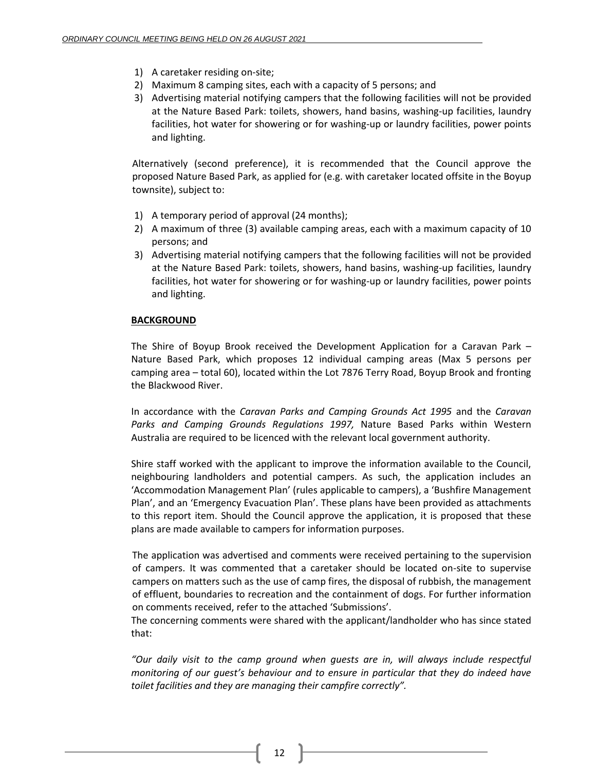1) A caretaker residing on-site;
2) Maximum 8 camping sites, each with a capacity of 5 persons; and
3) Advertising material notifying campers that the following facilities will not be provided at the Nature Based Park: toilets, showers, hand basins, washing-up facilities, laundry facilities, hot water for showering or for washing-up or laundry facilities, power points and lighting.

Alternatively (second preference), it is recommended that the Council approve the proposed Nature Based Park, as applied for (e.g. with caretaker located offsite in the Boyup townsite), subject to:

1) A temporary period of approval (24 months);
2) A maximum of three (3) available camping areas, each with a maximum capacity of 10 persons; and
3) Advertising material notifying campers that the following facilities will not be provided at the Nature Based Park: toilets, showers, hand basins, washing-up facilities, laundry facilities, hot water for showering or for washing-up or laundry facilities, power points and lighting.

**BACKGROUND**

The Shire of Boyup Brook received the Development Application for a Caravan Park – Nature Based Park, which proposes 12 individual camping areas (Max 5 persons per camping area – total 60), located within the Lot 7876 Terry Road, Boyup Brook and fronting the Blackwood River.

In accordance with the *Caravan Parks and Camping Grounds Act 1995* and the *Caravan Parks and Camping Grounds Regulations 1997,* Nature Based Parks within Western Australia are required to be licenced with the relevant local government authority.

Shire staff worked with the applicant to improve the information available to the Council, neighbouring landholders and potential campers. As such, the application includes an 'Accommodation Management Plan' (rules applicable to campers), a 'Bushfire Management Plan', and an 'Emergency Evacuation Plan'. These plans have been provided as attachments to this report item. Should the Council approve the application, it is proposed that these plans are made available to campers for information purposes.

The application was advertised and comments were received pertaining to the supervision of campers. It was commented that a caretaker should be located on-site to supervise campers on matters such as the use of camp fires, the disposal of rubbish, the management of effluent, boundaries to recreation and the containment of dogs. For further information on comments received, refer to the attached 'Submissions'.

The concerning comments were shared with the applicant/landholder who has since stated that:

*"Our daily visit to the camp ground when guests are in, will always include respectful monitoring of our guest's behaviour and to ensure in particular that they do indeed have toilet facilities and they are managing their campfire correctly".*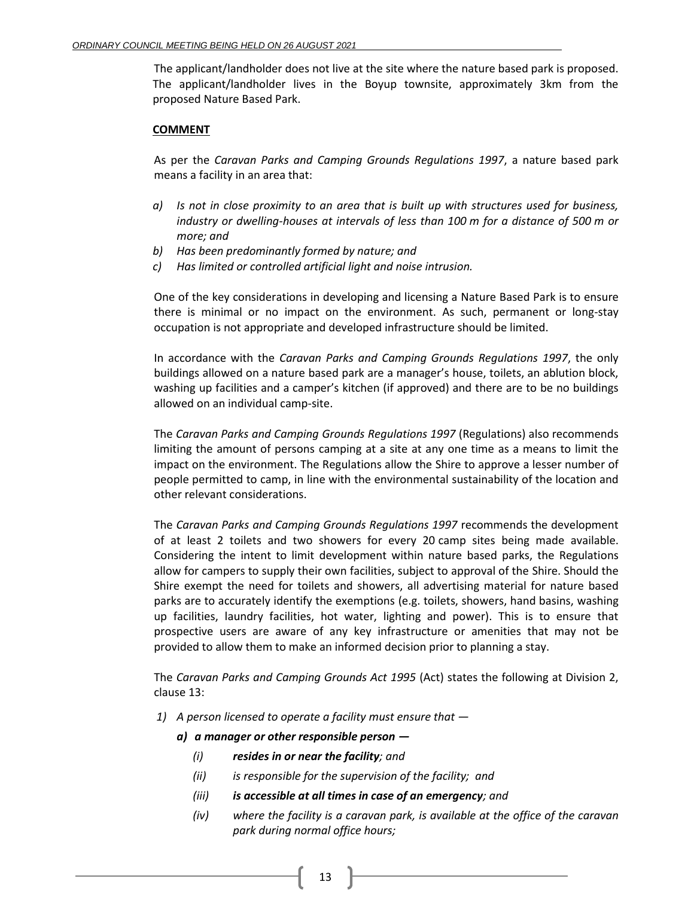The applicant/landholder does not live at the site where the nature based park is proposed. The applicant/landholder lives in the Boyup townsite, approximately 3km from the proposed Nature Based Park.

**COMMENT**

As per the *Caravan Parks and Camping Grounds Regulations 1997*, a nature based park means a facility in an area that:

*a) Is not in close proximity to an area that is built up with structures used for business, industry or dwelling-houses at intervals of less than 100 m for a distance of 500 m or more; and*

*b) Has been predominantly formed by nature; and*

*c) Has limited or controlled artificial light and noise intrusion.*

One of the key considerations in developing and licensing a Nature Based Park is to ensure there is minimal or no impact on the environment. As such, permanent or long-stay occupation is not appropriate and developed infrastructure should be limited.

In accordance with the *Caravan Parks and Camping Grounds Regulations 1997*, the only buildings allowed on a nature based park are a manager's house, toilets, an ablution block, washing up facilities and a camper's kitchen (if approved) and there are to be no buildings allowed on an individual camp-site.

The *Caravan Parks and Camping Grounds Regulations 1997* (Regulations) also recommends limiting the amount of persons camping at a site at any one time as a means to limit the impact on the environment. The Regulations allow the Shire to approve a lesser number of people permitted to camp, in line with the environmental sustainability of the location and other relevant considerations.

The *Caravan Parks and Camping Grounds Regulations 1997* recommends the development of at least 2 toilets and two showers for every 20 camp sites being made available. Considering the intent to limit development within nature based parks, the Regulations allow for campers to supply their own facilities, subject to approval of the Shire. Should the Shire exempt the need for toilets and showers, all advertising material for nature based parks are to accurately identify the exemptions (e.g. toilets, showers, hand basins, washing up facilities, laundry facilities, hot water, lighting and power). This is to ensure that prospective users are aware of any key infrastructure or amenities that may not be provided to allow them to make an informed decision prior to planning a stay.

The *Caravan Parks and Camping Grounds Act 1995* (Act) states the following at Division 2, clause 13:

*1) A person licensed to operate a facility must ensure that —*

***a) a manager or other responsible person —***

*(i) **resides in or near the facility**; and*

*(ii) is responsible for the supervision of the facility; and*

*(iii) **is accessible at all times in case of an emergency**; and*

*(iv) where the facility is a caravan park, is available at the office of the caravan park during normal office hours;*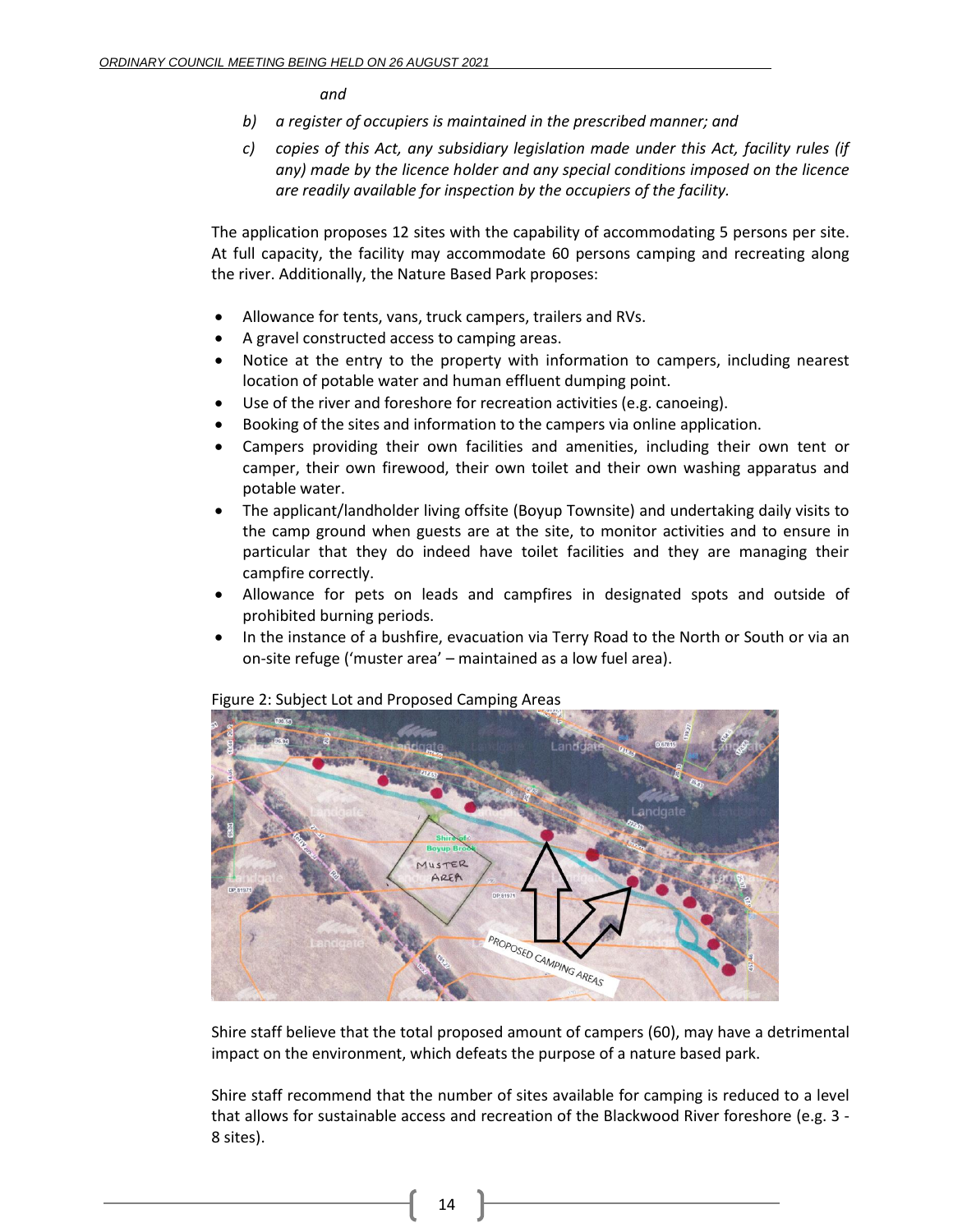*and*

*b) a register of occupiers is maintained in the prescribed manner; and*

*c) copies of this Act, any subsidiary legislation made under this Act, facility rules (if any) made by the licence holder and any special conditions imposed on the licence are readily available for inspection by the occupiers of the facility.*

The application proposes 12 sites with the capability of accommodating 5 persons per site. At full capacity, the facility may accommodate 60 persons camping and recreating along the river. Additionally, the Nature Based Park proposes:

- Allowance for tents, vans, truck campers, trailers and RVs.
- A gravel constructed access to camping areas.
- Notice at the entry to the property with information to campers, including nearest location of potable water and human effluent dumping point.
- Use of the river and foreshore for recreation activities (e.g. canoeing).
- Booking of the sites and information to the campers via online application.
- Campers providing their own facilities and amenities, including their own tent or camper, their own firewood, their own toilet and their own washing apparatus and potable water.
- The applicant/landholder living offsite (Boyup Townsite) and undertaking daily visits to the camp ground when guests are at the site, to monitor activities and to ensure in particular that they do indeed have toilet facilities and they are managing their campfire correctly.
- Allowance for pets on leads and campfires in designated spots and outside of prohibited burning periods.
- In the instance of a bushfire, evacuation via Terry Road to the North or South or via an on-site refuge ('muster area' – maintained as a low fuel area).

Figure 2: Subject Lot and Proposed Camping Areas

Shire staff believe that the total proposed amount of campers (60), may have a detrimental impact on the environment, which defeats the purpose of a nature based park.

Shire staff recommend that the number of sites available for camping is reduced to a level that allows for sustainable access and recreation of the Blackwood River foreshore (e.g. 3 - 8 sites).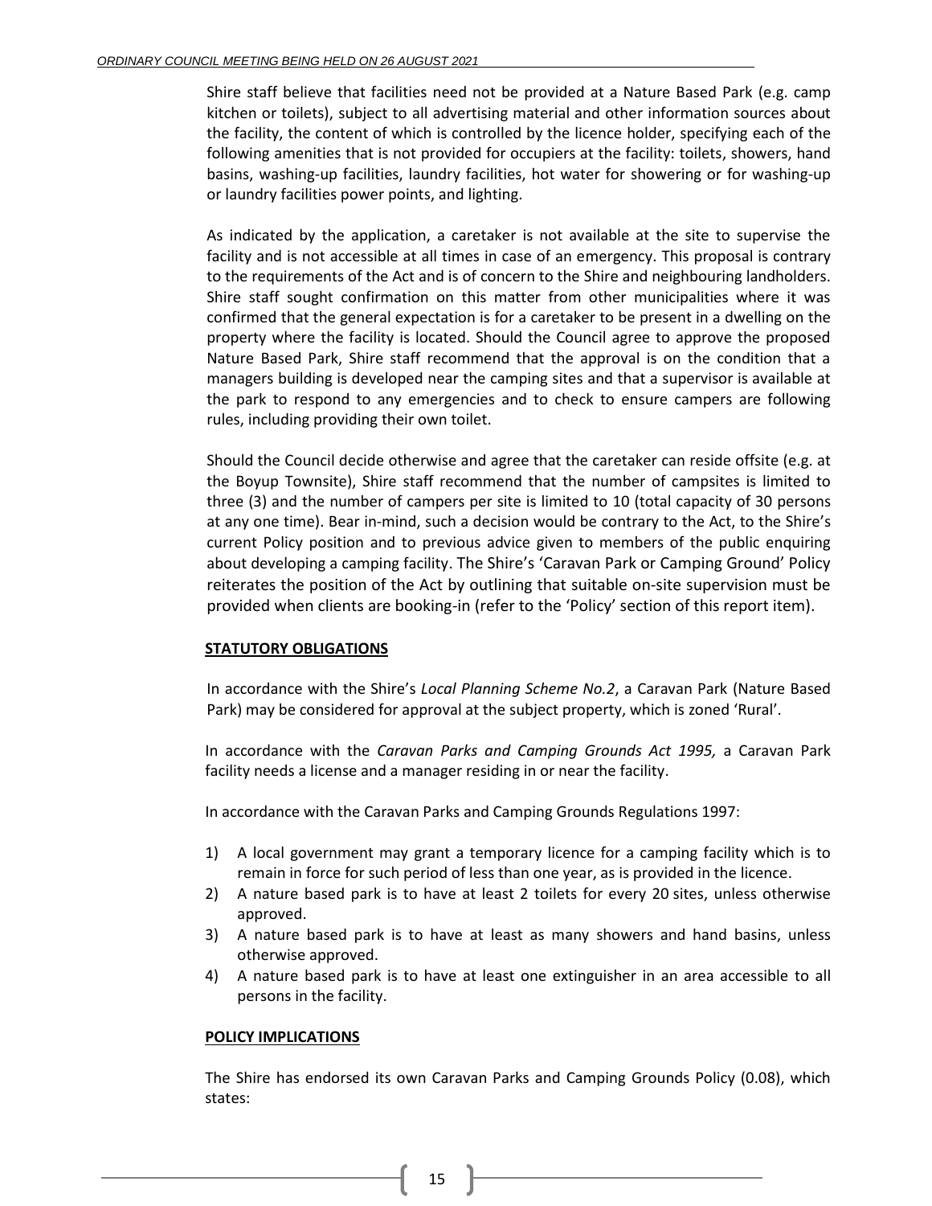Shire staff believe that facilities need not be provided at a Nature Based Park (e.g. camp kitchen or toilets), subject to all advertising material and other information sources about the facility, the content of which is controlled by the licence holder, specifying each of the following amenities that is not provided for occupiers at the facility: toilets, showers, hand basins, washing-up facilities, laundry facilities, hot water for showering or for washing-up or laundry facilities power points, and lighting.

As indicated by the application, a caretaker is not available at the site to supervise the facility and is not accessible at all times in case of an emergency. This proposal is contrary to the requirements of the Act and is of concern to the Shire and neighbouring landholders. Shire staff sought confirmation on this matter from other municipalities where it was confirmed that the general expectation is for a caretaker to be present in a dwelling on the property where the facility is located. Should the Council agree to approve the proposed Nature Based Park, Shire staff recommend that the approval is on the condition that a managers building is developed near the camping sites and that a supervisor is available at the park to respond to any emergencies and to check to ensure campers are following rules, including providing their own toilet.

Should the Council decide otherwise and agree that the caretaker can reside offsite (e.g. at the Boyup Townsite), Shire staff recommend that the number of campsites is limited to three (3) and the number of campers per site is limited to 10 (total capacity of 30 persons at any one time). Bear in-mind, such a decision would be contrary to the Act, to the Shire's current Policy position and to previous advice given to members of the public enquiring about developing a camping facility. The Shire's 'Caravan Park or Camping Ground' Policy reiterates the position of the Act by outlining that suitable on-site supervision must be provided when clients are booking-in (refer to the 'Policy' section of this report item).

## STATUTORY OBLIGATIONS

In accordance with the Shire's *Local Planning Scheme No.2*, a Caravan Park (Nature Based Park) may be considered for approval at the subject property, which is zoned 'Rural'.

In accordance with the *Caravan Parks and Camping Grounds Act 1995,* a Caravan Park facility needs a license and a manager residing in or near the facility.

In accordance with the Caravan Parks and Camping Grounds Regulations 1997:

1) A local government may grant a temporary licence for a camping facility which is to remain in force for such period of less than one year, as is provided in the licence.
2) A nature based park is to have at least 2 toilets for every 20 sites, unless otherwise approved.
3) A nature based park is to have at least as many showers and hand basins, unless otherwise approved.
4) A nature based park is to have at least one extinguisher in an area accessible to all persons in the facility.

## POLICY IMPLICATIONS

The Shire has endorsed its own Caravan Parks and Camping Grounds Policy (0.08), which states: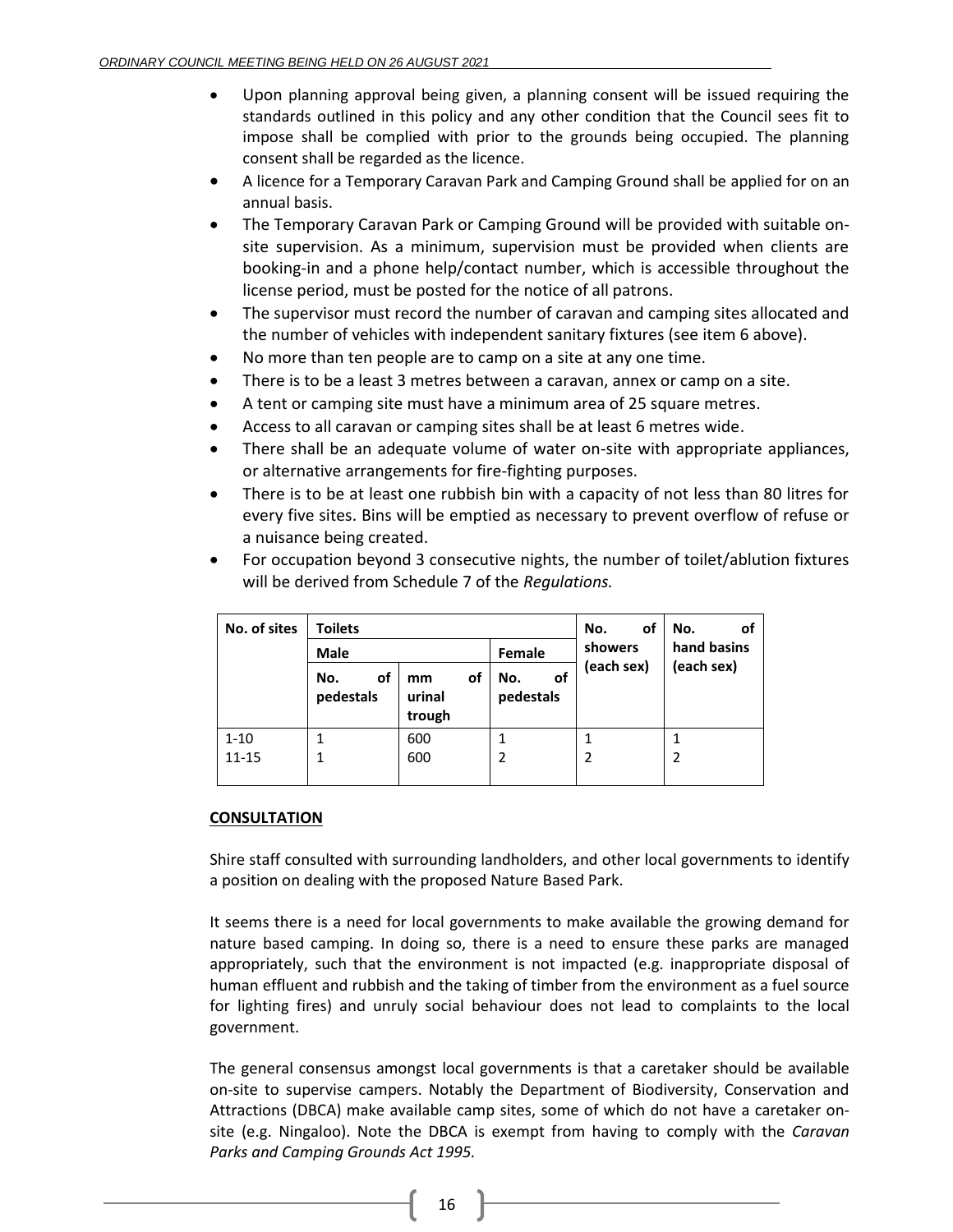- Upon planning approval being given, a planning consent will be issued requiring the standards outlined in this policy and any other condition that the Council sees fit to impose shall be complied with prior to the grounds being occupied. The planning consent shall be regarded as the licence.
- A licence for a Temporary Caravan Park and Camping Ground shall be applied for on an annual basis.
- The Temporary Caravan Park or Camping Ground will be provided with suitable on-site supervision. As a minimum, supervision must be provided when clients are booking-in and a phone help/contact number, which is accessible throughout the license period, must be posted for the notice of all patrons.
- The supervisor must record the number of caravan and camping sites allocated and the number of vehicles with independent sanitary fixtures (see item 6 above).
- No more than ten people are to camp on a site at any one time.
- There is to be a least 3 metres between a caravan, annex or camp on a site.
- A tent or camping site must have a minimum area of 25 square metres.
- Access to all caravan or camping sites shall be at least 6 metres wide.
- There shall be an adequate volume of water on-site with appropriate appliances, or alternative arrangements for fire-fighting purposes.
- There is to be at least one rubbish bin with a capacity of not less than 80 litres for every five sites. Bins will be emptied as necessary to prevent overflow of refuse or a nuisance being created.
- For occupation beyond 3 consecutive nights, the number of toilet/ablution fixtures will be derived from Schedule 7 of the *Regulations.*

| No. of sites | Toilets | | | No. of showers (each sex) | No. of hand basins (each sex) |
|---|---|---|---|---|---|
| | Male | | Female | | |
| | No. of pedestals | mm of urinal trough | No. of pedestals | | |
| 1-10 | 1 | 600 | 1 | 1 | 1 |
| 11-15 | 1 | 600 | 2 | 2 | 2 |

**CONSULTATION**

Shire staff consulted with surrounding landholders, and other local governments to identify a position on dealing with the proposed Nature Based Park.

It seems there is a need for local governments to make available the growing demand for nature based camping. In doing so, there is a need to ensure these parks are managed appropriately, such that the environment is not impacted (e.g. inappropriate disposal of human effluent and rubbish and the taking of timber from the environment as a fuel source for lighting fires) and unruly social behaviour does not lead to complaints to the local government.

The general consensus amongst local governments is that a caretaker should be available on-site to supervise campers. Notably the Department of Biodiversity, Conservation and Attractions (DBCA) make available camp sites, some of which do not have a caretaker on-site (e.g. Ningaloo). Note the DBCA is exempt from having to comply with the *Caravan Parks and Camping Grounds Act 1995.*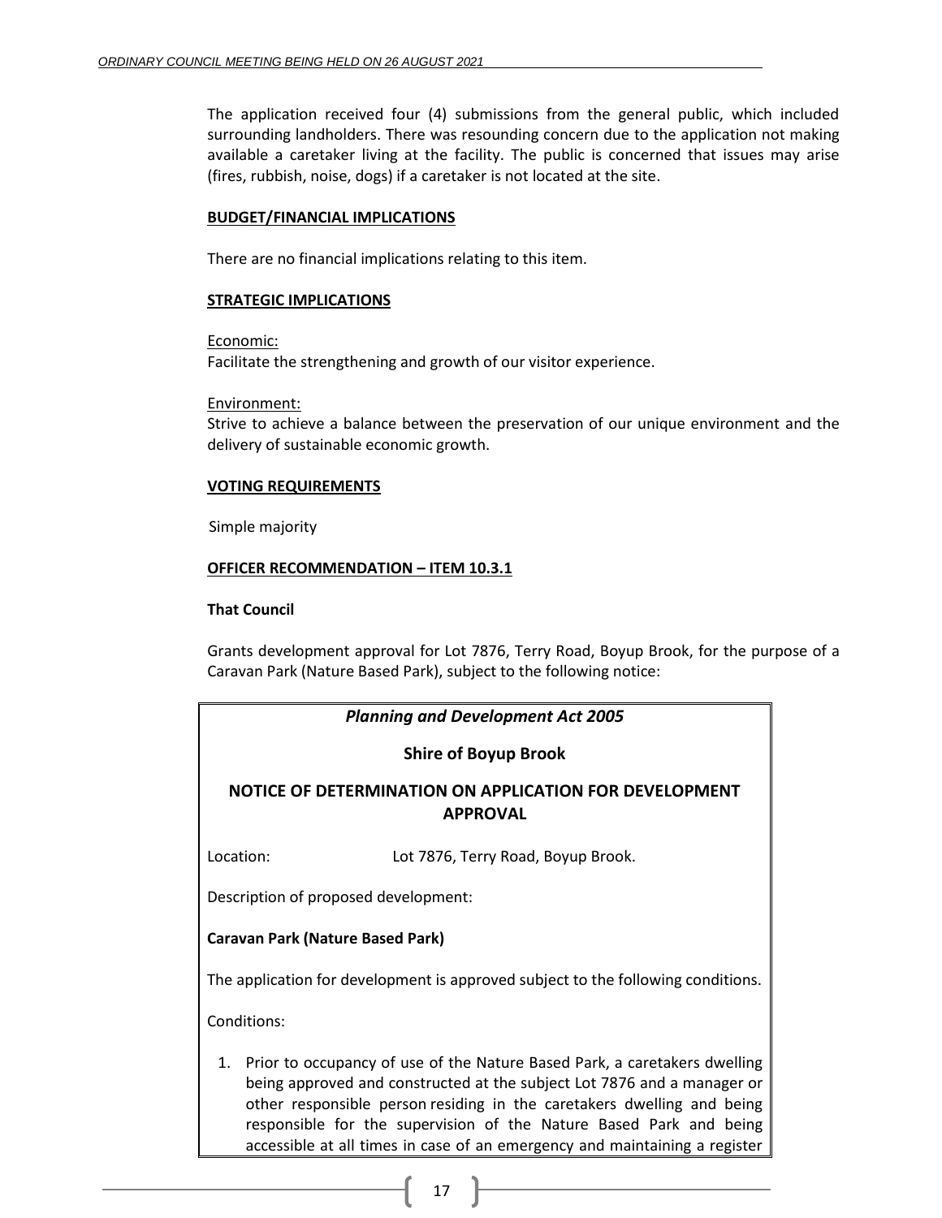The application received four (4) submissions from the general public, which included surrounding landholders. There was resounding concern due to the application not making available a caretaker living at the facility. The public is concerned that issues may arise (fires, rubbish, noise, dogs) if a caretaker is not located at the site.

**BUDGET/FINANCIAL IMPLICATIONS**

There are no financial implications relating to this item.

**STRATEGIC IMPLICATIONS**

Economic:
Facilitate the strengthening and growth of our visitor experience.

Environment:
Strive to achieve a balance between the preservation of our unique environment and the delivery of sustainable economic growth.

**VOTING REQUIREMENTS**

Simple majority

**OFFICER RECOMMENDATION – ITEM 10.3.1**

**That Council**

Grants development approval for Lot 7876, Terry Road, Boyup Brook, for the purpose of a Caravan Park (Nature Based Park), subject to the following notice:

***Planning and Development Act 2005***

**Shire of Boyup Brook**

**NOTICE OF DETERMINATION ON APPLICATION FOR DEVELOPMENT APPROVAL**

Location: Lot 7876, Terry Road, Boyup Brook.

Description of proposed development:

**Caravan Park (Nature Based Park)**

The application for development is approved subject to the following conditions.

Conditions:

1. Prior to occupancy of use of the Nature Based Park, a caretakers dwelling being approved and constructed at the subject Lot 7876 and a manager or other responsible person residing in the caretakers dwelling and being responsible for the supervision of the Nature Based Park and being accessible at all times in case of an emergency and maintaining a register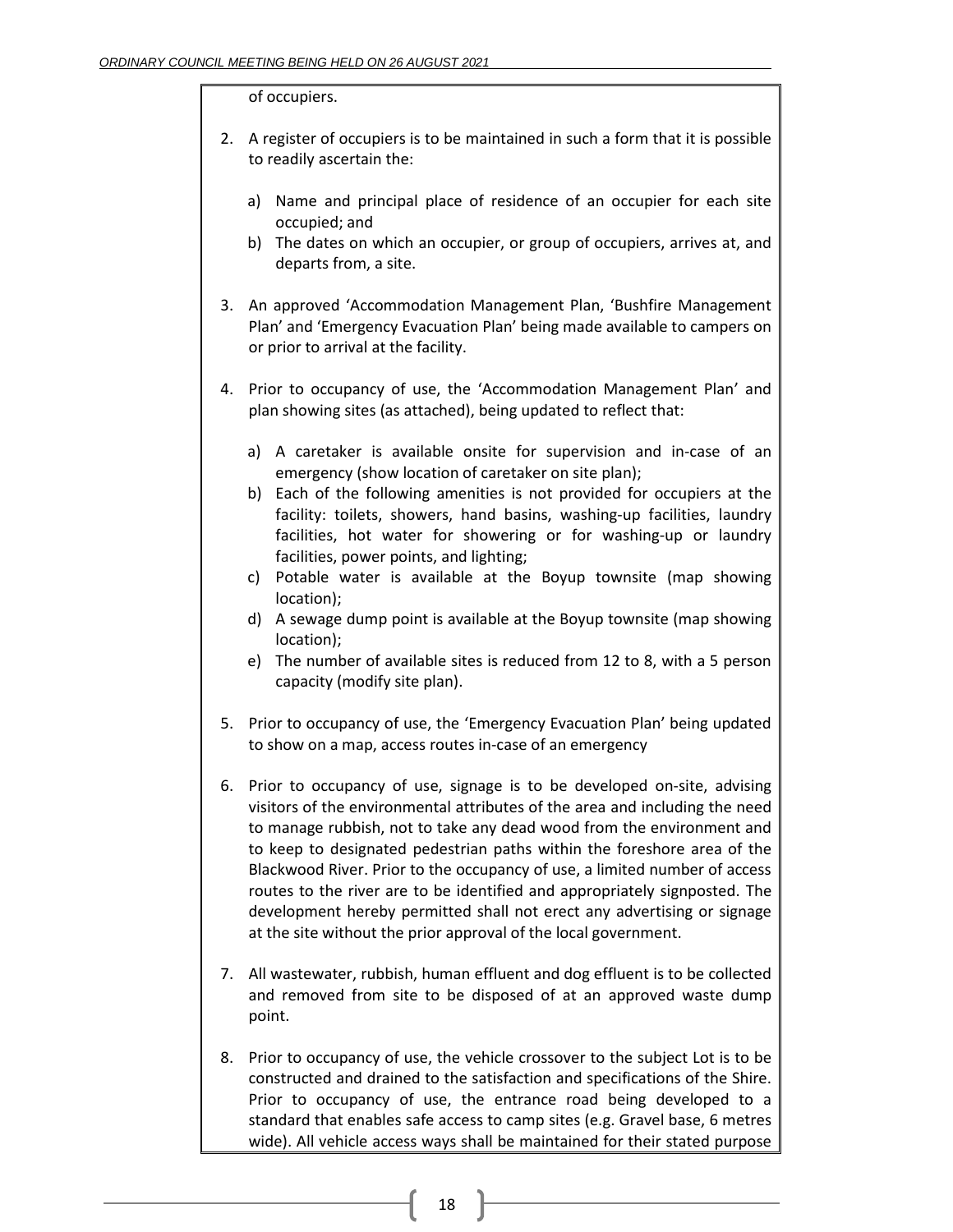of occupiers.

2. A register of occupiers is to be maintained in such a form that it is possible to readily ascertain the:

    a) Name and principal place of residence of an occupier for each site occupied; and
    b) The dates on which an occupier, or group of occupiers, arrives at, and departs from, a site.

3. An approved 'Accommodation Management Plan, 'Bushfire Management Plan' and 'Emergency Evacuation Plan' being made available to campers on or prior to arrival at the facility.

4. Prior to occupancy of use, the 'Accommodation Management Plan' and plan showing sites (as attached), being updated to reflect that:

    a) A caretaker is available onsite for supervision and in-case of an emergency (show location of caretaker on site plan);
    b) Each of the following amenities is not provided for occupiers at the facility: toilets, showers, hand basins, washing-up facilities, laundry facilities, hot water for showering or for washing-up or laundry facilities, power points, and lighting;
    c) Potable water is available at the Boyup townsite (map showing location);
    d) A sewage dump point is available at the Boyup townsite (map showing location);
    e) The number of available sites is reduced from 12 to 8, with a 5 person capacity (modify site plan).

5. Prior to occupancy of use, the 'Emergency Evacuation Plan' being updated to show on a map, access routes in-case of an emergency

6. Prior to occupancy of use, signage is to be developed on-site, advising visitors of the environmental attributes of the area and including the need to manage rubbish, not to take any dead wood from the environment and to keep to designated pedestrian paths within the foreshore area of the Blackwood River. Prior to the occupancy of use, a limited number of access routes to the river are to be identified and appropriately signposted. The development hereby permitted shall not erect any advertising or signage at the site without the prior approval of the local government.

7. All wastewater, rubbish, human effluent and dog effluent is to be collected and removed from site to be disposed of at an approved waste dump point.

8. Prior to occupancy of use, the vehicle crossover to the subject Lot is to be constructed and drained to the satisfaction and specifications of the Shire. Prior to occupancy of use, the entrance road being developed to a standard that enables safe access to camp sites (e.g. Gravel base, 6 metres wide). All vehicle access ways shall be maintained for their stated purpose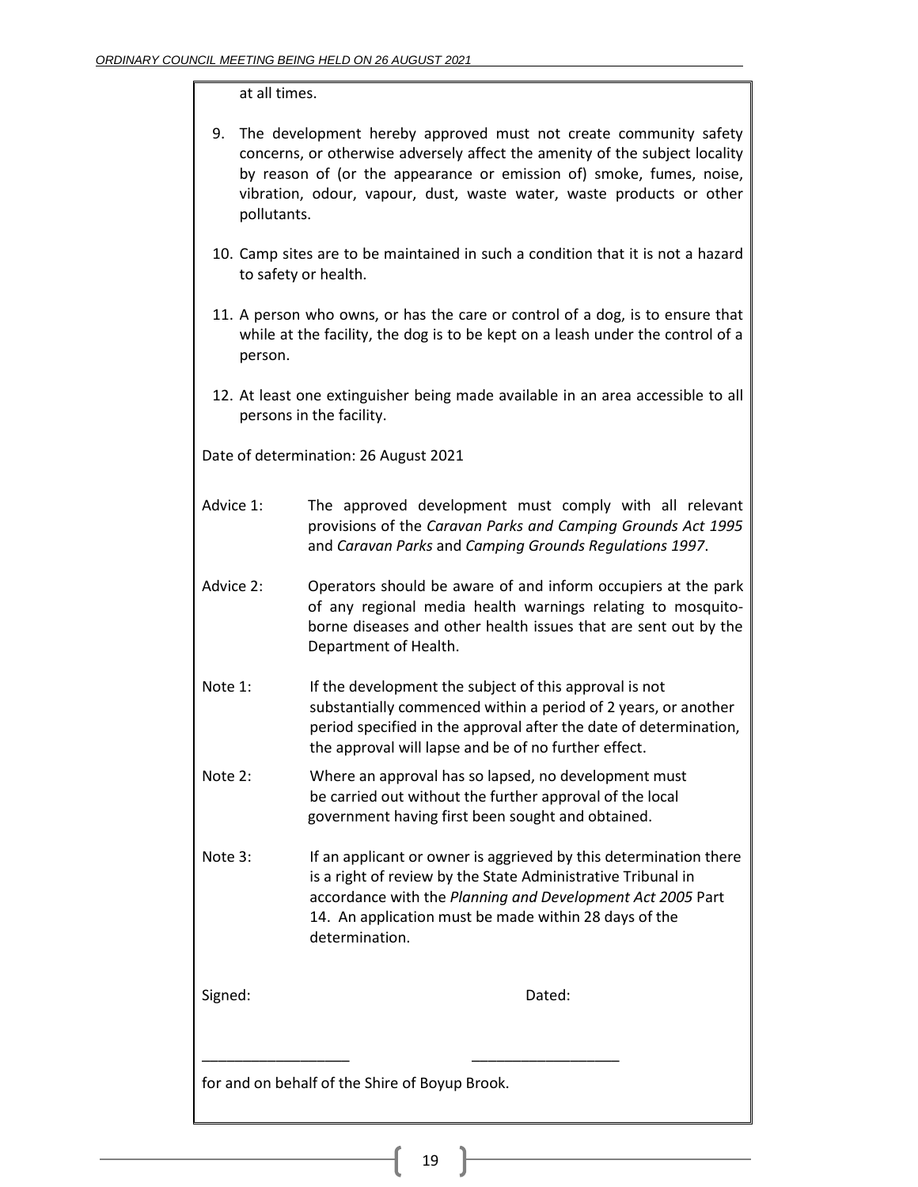at all times.

9. The development hereby approved must not create community safety concerns, or otherwise adversely affect the amenity of the subject locality by reason of (or the appearance or emission of) smoke, fumes, noise, vibration, odour, vapour, dust, waste water, waste products or other pollutants.

10. Camp sites are to be maintained in such a condition that it is not a hazard to safety or health.

11. A person who owns, or has the care or control of a dog, is to ensure that while at the facility, the dog is to be kept on a leash under the control of a person.

12. At least one extinguisher being made available in an area accessible to all persons in the facility.

Date of determination: 26 August 2021

Advice 1: The approved development must comply with all relevant provisions of the *Caravan Parks and Camping Grounds Act 1995* and *Caravan Parks* and *Camping Grounds Regulations 1997*.

Advice 2: Operators should be aware of and inform occupiers at the park of any regional media health warnings relating to mosquito-borne diseases and other health issues that are sent out by the Department of Health.

Note 1: If the development the subject of this approval is not substantially commenced within a period of 2 years, or another period specified in the approval after the date of determination, the approval will lapse and be of no further effect.

Note 2: Where an approval has so lapsed, no development must be carried out without the further approval of the local government having first been sought and obtained.

Note 3: If an applicant or owner is aggrieved by this determination there is a right of review by the State Administrative Tribunal in accordance with the *Planning and Development Act 2005* Part 14. An application must be made within 28 days of the determination.

Signed: Dated:

\_\_\_\_\_\_\_\_\_\_\_\_\_\_\_\_\_\_ \_\_\_\_\_\_\_\_\_\_\_\_\_\_\_\_\_\_

for and on behalf of the Shire of Boyup Brook.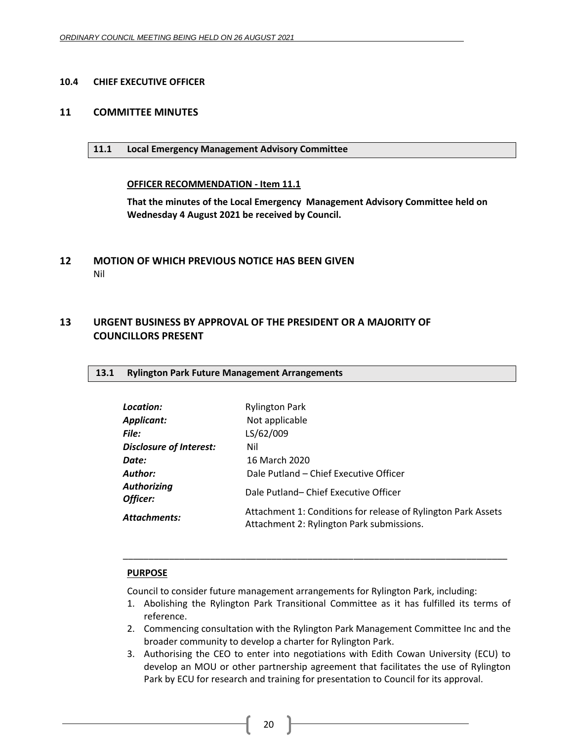### 10.4 CHIEF EXECUTIVE OFFICER

## 11 COMMITTEE MINUTES

### 11.1 Local Emergency Management Advisory Committee

**OFFICER RECOMMENDATION - Item 11.1**

**That the minutes of the Local Emergency Management Advisory Committee held on Wednesday 4 August 2021 be received by Council.**

## 12 MOTION OF WHICH PREVIOUS NOTICE HAS BEEN GIVEN

Nil

## 13 URGENT BUSINESS BY APPROVAL OF THE PRESIDENT OR A MAJORITY OF COUNCILLORS PRESENT

### 13.1 Rylington Park Future Management Arrangements

| | |
|---|---|
| ***Location:*** | Rylington Park |
| ***Applicant:*** | Not applicable |
| ***File:*** | LS/62/009 |
| ***Disclosure of Interest:*** | Nil |
| ***Date:*** | 16 March 2020 |
| ***Author:*** | Dale Putland – Chief Executive Officer |
| ***Authorizing Officer:*** | Dale Putland– Chief Executive Officer |
| ***Attachments:*** | Attachment 1: Conditions for release of Rylington Park Assets<br>Attachment 2: Rylington Park submissions. |

**PURPOSE**

Council to consider future management arrangements for Rylington Park, including:

1. Abolishing the Rylington Park Transitional Committee as it has fulfilled its terms of reference.
2. Commencing consultation with the Rylington Park Management Committee Inc and the broader community to develop a charter for Rylington Park.
3. Authorising the CEO to enter into negotiations with Edith Cowan University (ECU) to develop an MOU or other partnership agreement that facilitates the use of Rylington Park by ECU for research and training for presentation to Council for its approval.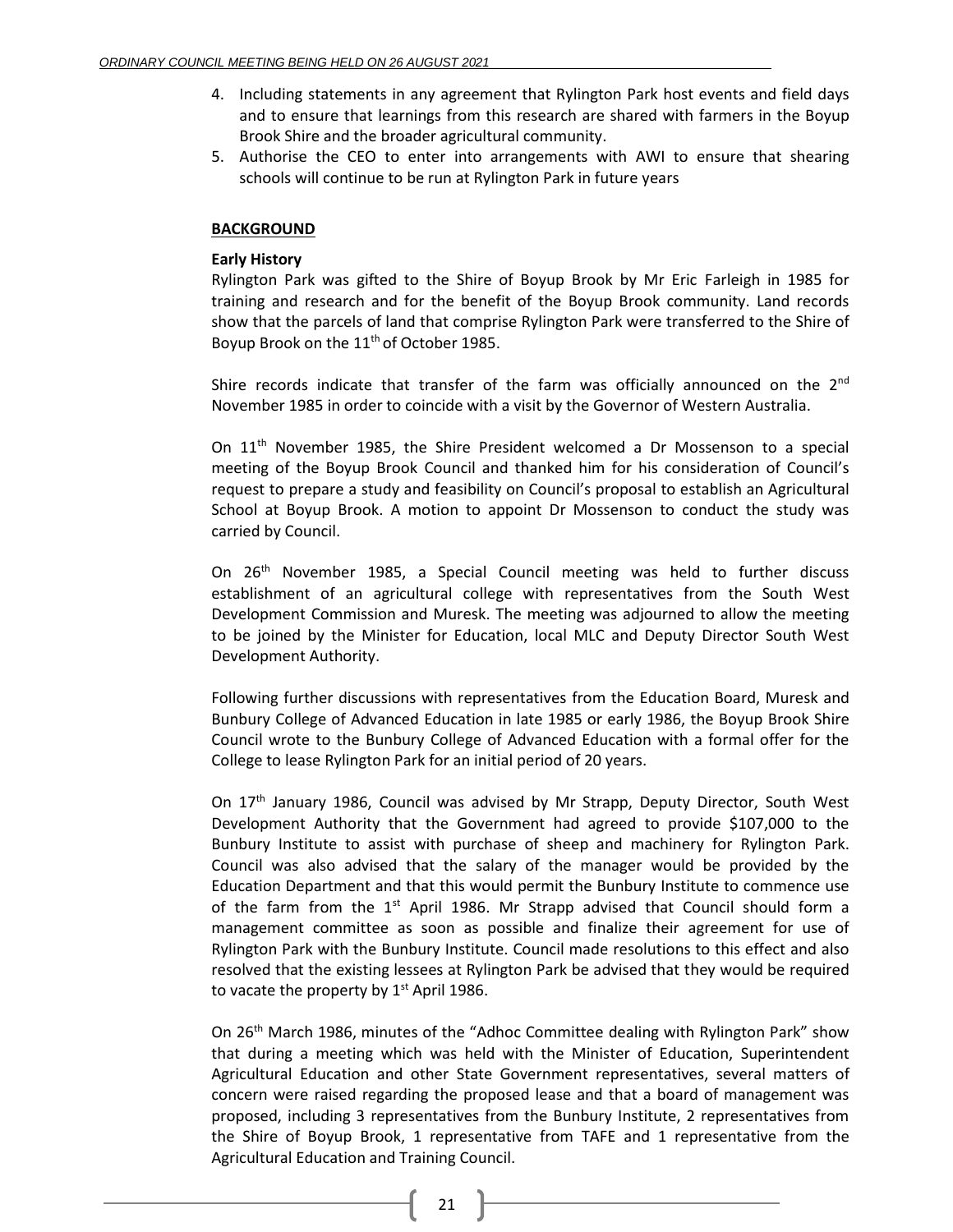4. Including statements in any agreement that Rylington Park host events and field days and to ensure that learnings from this research are shared with farmers in the Boyup Brook Shire and the broader agricultural community.
5. Authorise the CEO to enter into arrangements with AWI to ensure that shearing schools will continue to be run at Rylington Park in future years

## BACKGROUND

**Early History**

Rylington Park was gifted to the Shire of Boyup Brook by Mr Eric Farleigh in 1985 for training and research and for the benefit of the Boyup Brook community. Land records show that the parcels of land that comprise Rylington Park were transferred to the Shire of Boyup Brook on the 11th of October 1985.

Shire records indicate that transfer of the farm was officially announced on the 2nd November 1985 in order to coincide with a visit by the Governor of Western Australia.

On 11th November 1985, the Shire President welcomed a Dr Mossenson to a special meeting of the Boyup Brook Council and thanked him for his consideration of Council's request to prepare a study and feasibility on Council's proposal to establish an Agricultural School at Boyup Brook. A motion to appoint Dr Mossenson to conduct the study was carried by Council.

On 26th November 1985, a Special Council meeting was held to further discuss establishment of an agricultural college with representatives from the South West Development Commission and Muresk. The meeting was adjourned to allow the meeting to be joined by the Minister for Education, local MLC and Deputy Director South West Development Authority.

Following further discussions with representatives from the Education Board, Muresk and Bunbury College of Advanced Education in late 1985 or early 1986, the Boyup Brook Shire Council wrote to the Bunbury College of Advanced Education with a formal offer for the College to lease Rylington Park for an initial period of 20 years.

On 17th January 1986, Council was advised by Mr Strapp, Deputy Director, South West Development Authority that the Government had agreed to provide $107,000 to the Bunbury Institute to assist with purchase of sheep and machinery for Rylington Park. Council was also advised that the salary of the manager would be provided by the Education Department and that this would permit the Bunbury Institute to commence use of the farm from the 1st April 1986. Mr Strapp advised that Council should form a management committee as soon as possible and finalize their agreement for use of Rylington Park with the Bunbury Institute. Council made resolutions to this effect and also resolved that the existing lessees at Rylington Park be advised that they would be required to vacate the property by 1st April 1986.

On 26th March 1986, minutes of the "Adhoc Committee dealing with Rylington Park" show that during a meeting which was held with the Minister of Education, Superintendent Agricultural Education and other State Government representatives, several matters of concern were raised regarding the proposed lease and that a board of management was proposed, including 3 representatives from the Bunbury Institute, 2 representatives from the Shire of Boyup Brook, 1 representative from TAFE and 1 representative from the Agricultural Education and Training Council.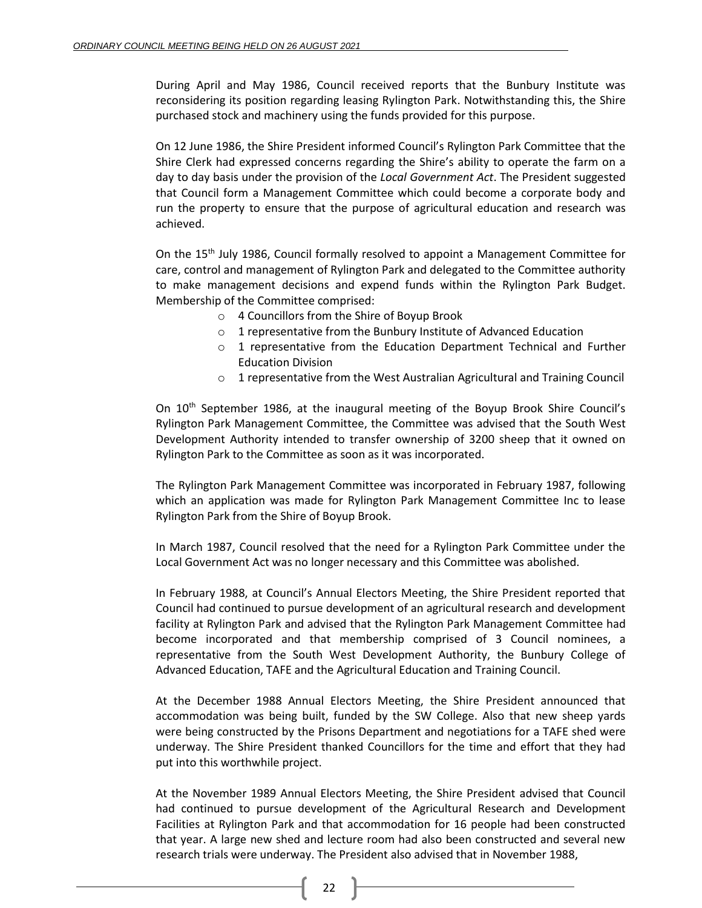During April and May 1986, Council received reports that the Bunbury Institute was reconsidering its position regarding leasing Rylington Park. Notwithstanding this, the Shire purchased stock and machinery using the funds provided for this purpose.

On 12 June 1986, the Shire President informed Council's Rylington Park Committee that the Shire Clerk had expressed concerns regarding the Shire's ability to operate the farm on a day to day basis under the provision of the *Local Government Act*. The President suggested that Council form a Management Committee which could become a corporate body and run the property to ensure that the purpose of agricultural education and research was achieved.

On the 15th July 1986, Council formally resolved to appoint a Management Committee for care, control and management of Rylington Park and delegated to the Committee authority to make management decisions and expend funds within the Rylington Park Budget. Membership of the Committee comprised:

- 4 Councillors from the Shire of Boyup Brook
- 1 representative from the Bunbury Institute of Advanced Education
- 1 representative from the Education Department Technical and Further Education Division
- 1 representative from the West Australian Agricultural and Training Council

On 10th September 1986, at the inaugural meeting of the Boyup Brook Shire Council's Rylington Park Management Committee, the Committee was advised that the South West Development Authority intended to transfer ownership of 3200 sheep that it owned on Rylington Park to the Committee as soon as it was incorporated.

The Rylington Park Management Committee was incorporated in February 1987, following which an application was made for Rylington Park Management Committee Inc to lease Rylington Park from the Shire of Boyup Brook.

In March 1987, Council resolved that the need for a Rylington Park Committee under the Local Government Act was no longer necessary and this Committee was abolished.

In February 1988, at Council's Annual Electors Meeting, the Shire President reported that Council had continued to pursue development of an agricultural research and development facility at Rylington Park and advised that the Rylington Park Management Committee had become incorporated and that membership comprised of 3 Council nominees, a representative from the South West Development Authority, the Bunbury College of Advanced Education, TAFE and the Agricultural Education and Training Council.

At the December 1988 Annual Electors Meeting, the Shire President announced that accommodation was being built, funded by the SW College. Also that new sheep yards were being constructed by the Prisons Department and negotiations for a TAFE shed were underway. The Shire President thanked Councillors for the time and effort that they had put into this worthwhile project.

At the November 1989 Annual Electors Meeting, the Shire President advised that Council had continued to pursue development of the Agricultural Research and Development Facilities at Rylington Park and that accommodation for 16 people had been constructed that year. A large new shed and lecture room had also been constructed and several new research trials were underway. The President also advised that in November 1988,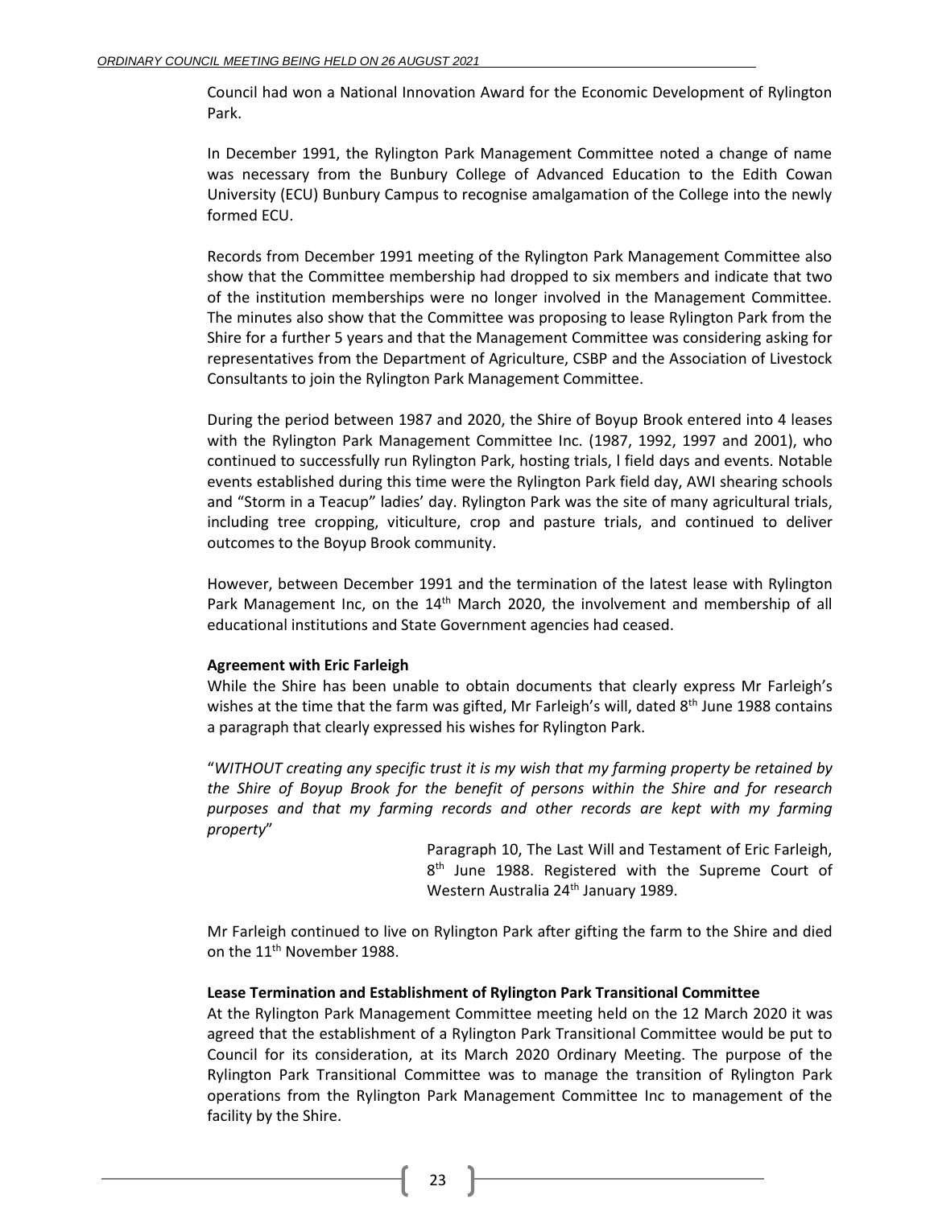Council had won a National Innovation Award for the Economic Development of Rylington Park.

In December 1991, the Rylington Park Management Committee noted a change of name was necessary from the Bunbury College of Advanced Education to the Edith Cowan University (ECU) Bunbury Campus to recognise amalgamation of the College into the newly formed ECU.

Records from December 1991 meeting of the Rylington Park Management Committee also show that the Committee membership had dropped to six members and indicate that two of the institution memberships were no longer involved in the Management Committee. The minutes also show that the Committee was proposing to lease Rylington Park from the Shire for a further 5 years and that the Management Committee was considering asking for representatives from the Department of Agriculture, CSBP and the Association of Livestock Consultants to join the Rylington Park Management Committee.

During the period between 1987 and 2020, the Shire of Boyup Brook entered into 4 leases with the Rylington Park Management Committee Inc. (1987, 1992, 1997 and 2001), who continued to successfully run Rylington Park, hosting trials, l field days and events. Notable events established during this time were the Rylington Park field day, AWI shearing schools and "Storm in a Teacup" ladies' day. Rylington Park was the site of many agricultural trials, including tree cropping, viticulture, crop and pasture trials, and continued to deliver outcomes to the Boyup Brook community.

However, between December 1991 and the termination of the latest lease with Rylington Park Management Inc, on the 14th March 2020, the involvement and membership of all educational institutions and State Government agencies had ceased.

**Agreement with Eric Farleigh**

While the Shire has been unable to obtain documents that clearly express Mr Farleigh's wishes at the time that the farm was gifted, Mr Farleigh's will, dated 8th June 1988 contains a paragraph that clearly expressed his wishes for Rylington Park.

"*WITHOUT creating any specific trust it is my wish that my farming property be retained by the Shire of Boyup Brook for the benefit of persons within the Shire and for research purposes and that my farming records and other records are kept with my farming property*"

Paragraph 10, The Last Will and Testament of Eric Farleigh, 8th June 1988. Registered with the Supreme Court of Western Australia 24th January 1989.

Mr Farleigh continued to live on Rylington Park after gifting the farm to the Shire and died on the 11th November 1988.

**Lease Termination and Establishment of Rylington Park Transitional Committee**

At the Rylington Park Management Committee meeting held on the 12 March 2020 it was agreed that the establishment of a Rylington Park Transitional Committee would be put to Council for its consideration, at its March 2020 Ordinary Meeting. The purpose of the Rylington Park Transitional Committee was to manage the transition of Rylington Park operations from the Rylington Park Management Committee Inc to management of the facility by the Shire.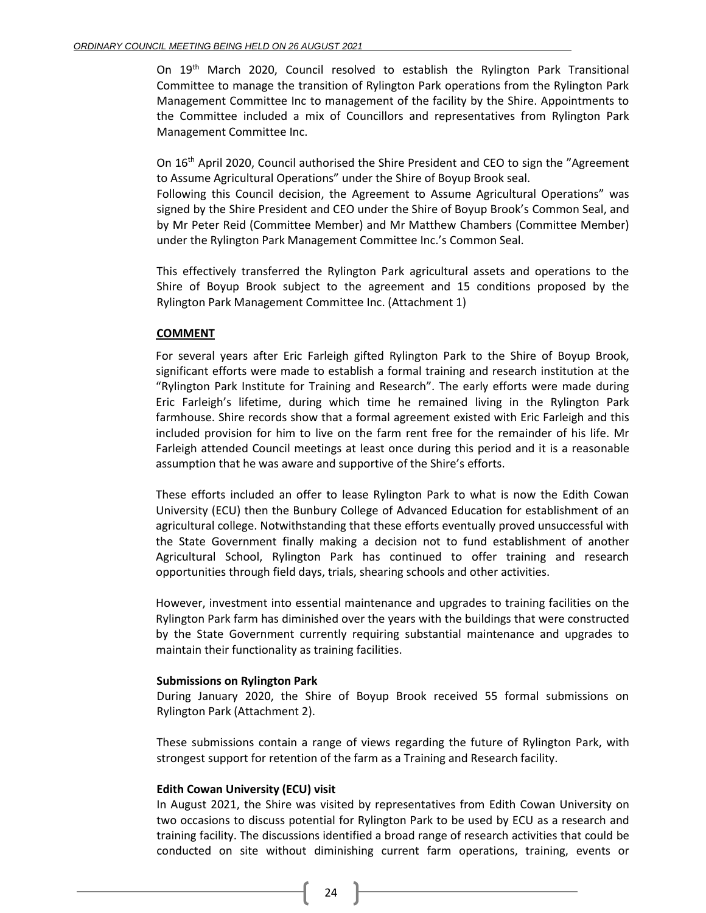On 19th March 2020, Council resolved to establish the Rylington Park Transitional Committee to manage the transition of Rylington Park operations from the Rylington Park Management Committee Inc to management of the facility by the Shire. Appointments to the Committee included a mix of Councillors and representatives from Rylington Park Management Committee Inc.

On 16th April 2020, Council authorised the Shire President and CEO to sign the "Agreement to Assume Agricultural Operations" under the Shire of Boyup Brook seal.
Following this Council decision, the Agreement to Assume Agricultural Operations" was signed by the Shire President and CEO under the Shire of Boyup Brook's Common Seal, and by Mr Peter Reid (Committee Member) and Mr Matthew Chambers (Committee Member) under the Rylington Park Management Committee Inc.'s Common Seal.

This effectively transferred the Rylington Park agricultural assets and operations to the Shire of Boyup Brook subject to the agreement and 15 conditions proposed by the Rylington Park Management Committee Inc. (Attachment 1)

**COMMENT**

For several years after Eric Farleigh gifted Rylington Park to the Shire of Boyup Brook, significant efforts were made to establish a formal training and research institution at the "Rylington Park Institute for Training and Research". The early efforts were made during Eric Farleigh's lifetime, during which time he remained living in the Rylington Park farmhouse. Shire records show that a formal agreement existed with Eric Farleigh and this included provision for him to live on the farm rent free for the remainder of his life. Mr Farleigh attended Council meetings at least once during this period and it is a reasonable assumption that he was aware and supportive of the Shire's efforts.

These efforts included an offer to lease Rylington Park to what is now the Edith Cowan University (ECU) then the Bunbury College of Advanced Education for establishment of an agricultural college. Notwithstanding that these efforts eventually proved unsuccessful with the State Government finally making a decision not to fund establishment of another Agricultural School, Rylington Park has continued to offer training and research opportunities through field days, trials, shearing schools and other activities.

However, investment into essential maintenance and upgrades to training facilities on the Rylington Park farm has diminished over the years with the buildings that were constructed by the State Government currently requiring substantial maintenance and upgrades to maintain their functionality as training facilities.

**Submissions on Rylington Park**

During January 2020, the Shire of Boyup Brook received 55 formal submissions on Rylington Park (Attachment 2).

These submissions contain a range of views regarding the future of Rylington Park, with strongest support for retention of the farm as a Training and Research facility.

**Edith Cowan University (ECU) visit**

In August 2021, the Shire was visited by representatives from Edith Cowan University on two occasions to discuss potential for Rylington Park to be used by ECU as a research and training facility. The discussions identified a broad range of research activities that could be conducted on site without diminishing current farm operations, training, events or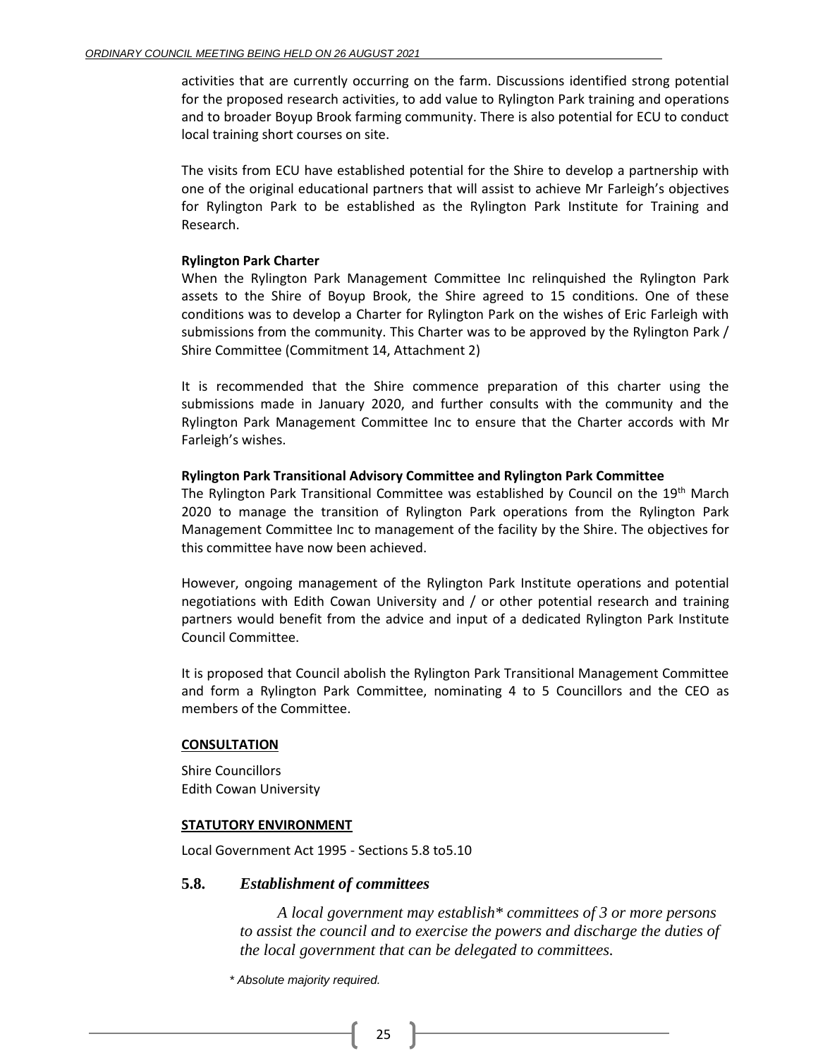activities that are currently occurring on the farm. Discussions identified strong potential for the proposed research activities, to add value to Rylington Park training and operations and to broader Boyup Brook farming community. There is also potential for ECU to conduct local training short courses on site.

The visits from ECU have established potential for the Shire to develop a partnership with one of the original educational partners that will assist to achieve Mr Farleigh's objectives for Rylington Park to be established as the Rylington Park Institute for Training and Research.

**Rylington Park Charter**

When the Rylington Park Management Committee Inc relinquished the Rylington Park assets to the Shire of Boyup Brook, the Shire agreed to 15 conditions. One of these conditions was to develop a Charter for Rylington Park on the wishes of Eric Farleigh with submissions from the community. This Charter was to be approved by the Rylington Park / Shire Committee (Commitment 14, Attachment 2)

It is recommended that the Shire commence preparation of this charter using the submissions made in January 2020, and further consults with the community and the Rylington Park Management Committee Inc to ensure that the Charter accords with Mr Farleigh's wishes.

**Rylington Park Transitional Advisory Committee and Rylington Park Committee**

The Rylington Park Transitional Committee was established by Council on the 19th March 2020 to manage the transition of Rylington Park operations from the Rylington Park Management Committee Inc to management of the facility by the Shire. The objectives for this committee have now been achieved.

However, ongoing management of the Rylington Park Institute operations and potential negotiations with Edith Cowan University and / or other potential research and training partners would benefit from the advice and input of a dedicated Rylington Park Institute Council Committee.

It is proposed that Council abolish the Rylington Park Transitional Management Committee and form a Rylington Park Committee, nominating 4 to 5 Councillors and the CEO as members of the Committee.

**CONSULTATION**

Shire Councillors
Edith Cowan University

**STATUTORY ENVIRONMENT**

Local Government Act 1995 - Sections 5.8 to5.10

### 5.8. *Establishment of committees*

*A local government may establish\* committees of 3 or more persons to assist the council and to exercise the powers and discharge the duties of the local government that can be delegated to committees.*

*\* Absolute majority required.*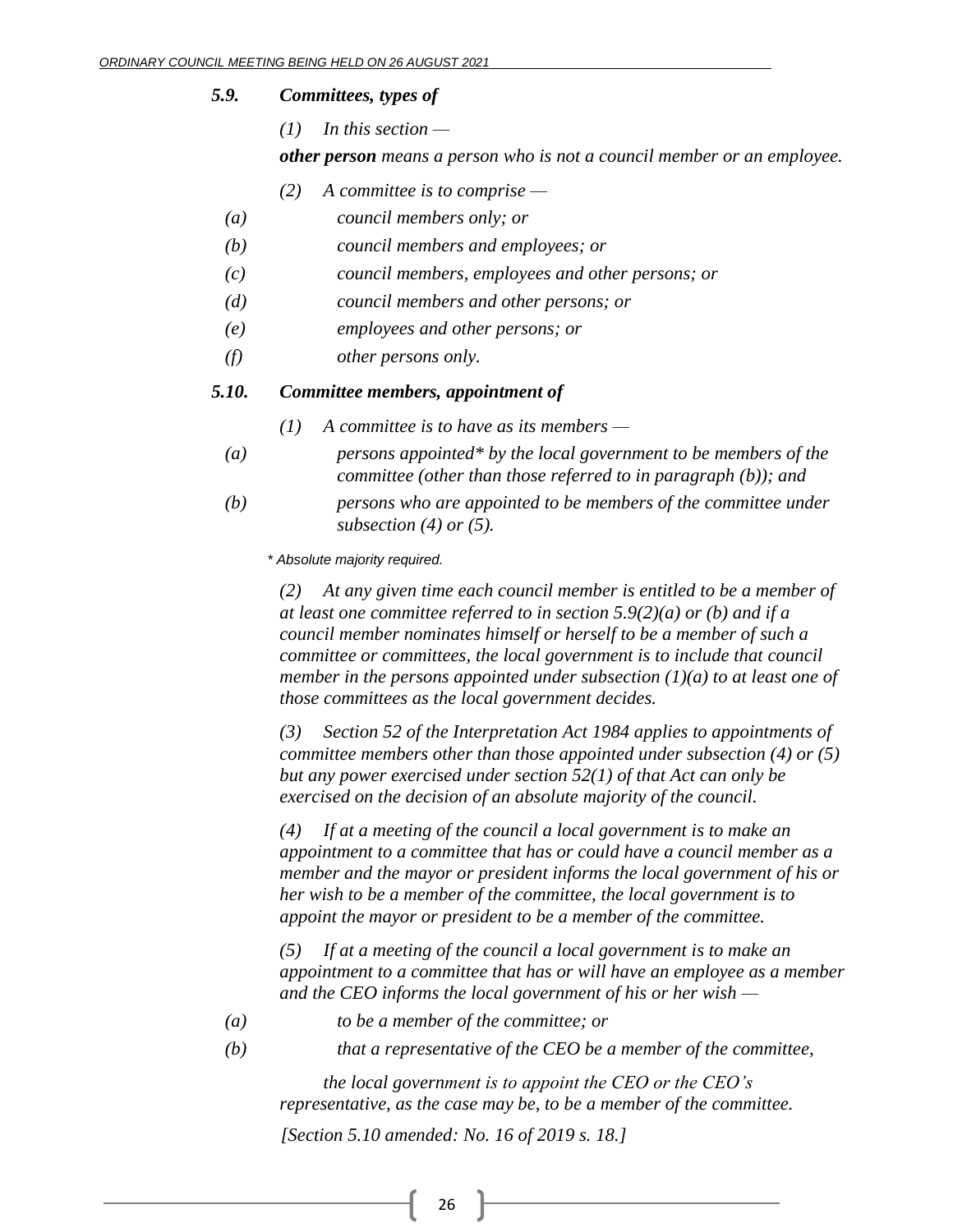### *5.9. Committees, types of*

*(1) In this section —*

***other person** means a person who is not a council member or an employee.*

*(2) A committee is to comprise —*

*(a) council members only; or*

*(b) council members and employees; or*

*(c) council members, employees and other persons; or*

*(d) council members and other persons; or*

*(e) employees and other persons; or*

*(f) other persons only.*

### *5.10. Committee members, appointment of*

*(1) A committee is to have as its members —*

*(a) persons appointed\* by the local government to be members of the committee (other than those referred to in paragraph (b)); and*

*(b) persons who are appointed to be members of the committee under subsection (4) or (5).*

*\* Absolute majority required.*

*(2) At any given time each council member is entitled to be a member of at least one committee referred to in section 5.9(2)(a) or (b) and if a council member nominates himself or herself to be a member of such a committee or committees, the local government is to include that council member in the persons appointed under subsection (1)(a) to at least one of those committees as the local government decides.*

*(3) Section 52 of the Interpretation Act 1984 applies to appointments of committee members other than those appointed under subsection (4) or (5) but any power exercised under section 52(1) of that Act can only be exercised on the decision of an absolute majority of the council.*

*(4) If at a meeting of the council a local government is to make an appointment to a committee that has or could have a council member as a member and the mayor or president informs the local government of his or her wish to be a member of the committee, the local government is to appoint the mayor or president to be a member of the committee.*

*(5) If at a meeting of the council a local government is to make an appointment to a committee that has or will have an employee as a member and the CEO informs the local government of his or her wish —*

*(a) to be a member of the committee; or*

*(b) that a representative of the CEO be a member of the committee,*

*the local government is to appoint the CEO or the CEO's representative, as the case may be, to be a member of the committee.*

*[Section 5.10 amended: No. 16 of 2019 s. 18.]*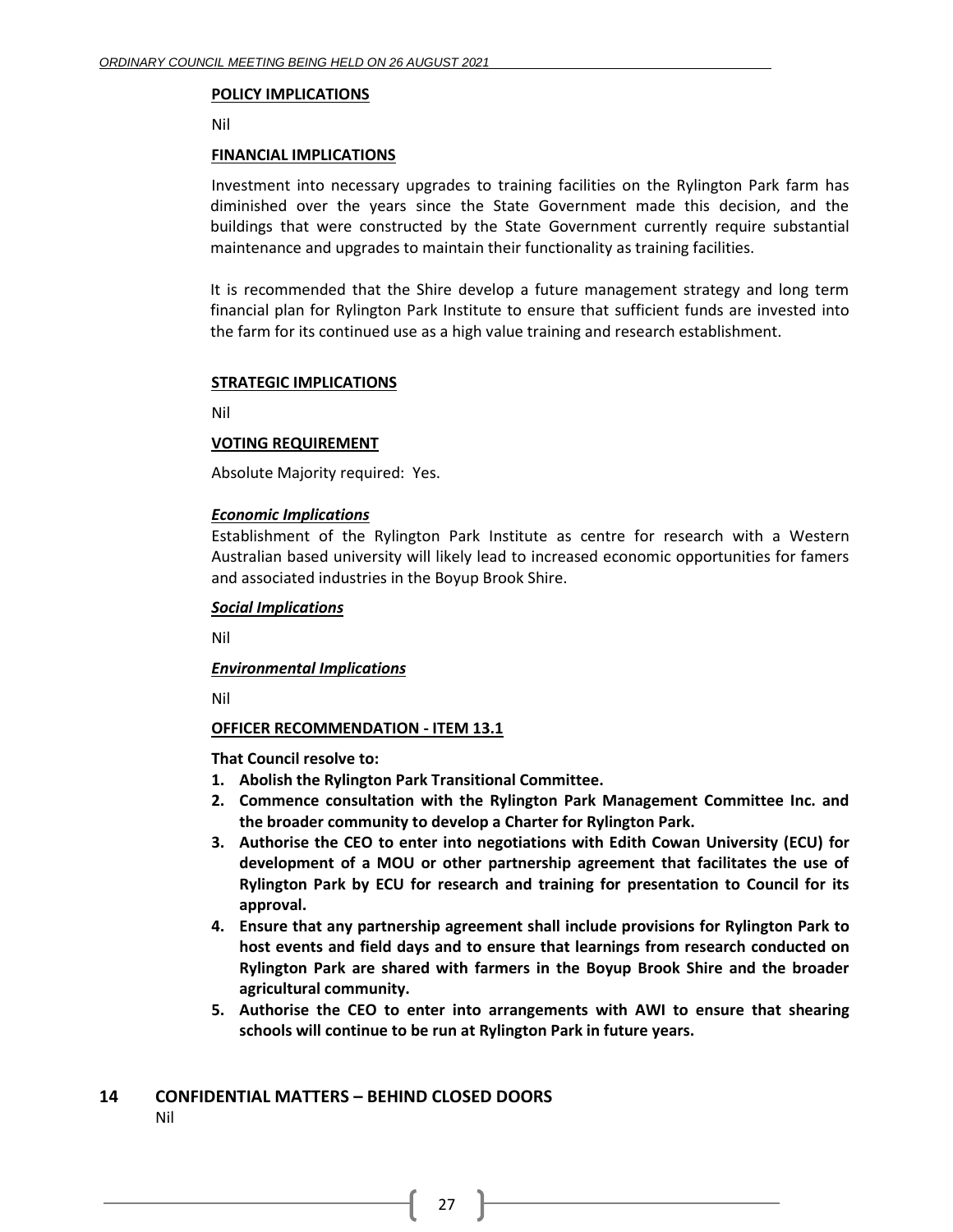**POLICY IMPLICATIONS**

Nil

**FINANCIAL IMPLICATIONS**

Investment into necessary upgrades to training facilities on the Rylington Park farm has diminished over the years since the State Government made this decision, and the buildings that were constructed by the State Government currently require substantial maintenance and upgrades to maintain their functionality as training facilities.

It is recommended that the Shire develop a future management strategy and long term financial plan for Rylington Park Institute to ensure that sufficient funds are invested into the farm for its continued use as a high value training and research establishment.

**STRATEGIC IMPLICATIONS**

Nil

**VOTING REQUIREMENT**

Absolute Majority required: Yes.

***Economic Implications***

Establishment of the Rylington Park Institute as centre for research with a Western Australian based university will likely lead to increased economic opportunities for famers and associated industries in the Boyup Brook Shire.

***Social Implications***

Nil

***Environmental Implications***

Nil

**OFFICER RECOMMENDATION - ITEM 13.1**

**That Council resolve to:**

1. **Abolish the Rylington Park Transitional Committee.**
2. **Commence consultation with the Rylington Park Management Committee Inc. and the broader community to develop a Charter for Rylington Park.**
3. **Authorise the CEO to enter into negotiations with Edith Cowan University (ECU) for development of a MOU or other partnership agreement that facilitates the use of Rylington Park by ECU for research and training for presentation to Council for its approval.**
4. **Ensure that any partnership agreement shall include provisions for Rylington Park to host events and field days and to ensure that learnings from research conducted on Rylington Park are shared with farmers in the Boyup Brook Shire and the broader agricultural community.**
5. **Authorise the CEO to enter into arrangements with AWI to ensure that shearing schools will continue to be run at Rylington Park in future years.**

## 14 CONFIDENTIAL MATTERS – BEHIND CLOSED DOORS

Nil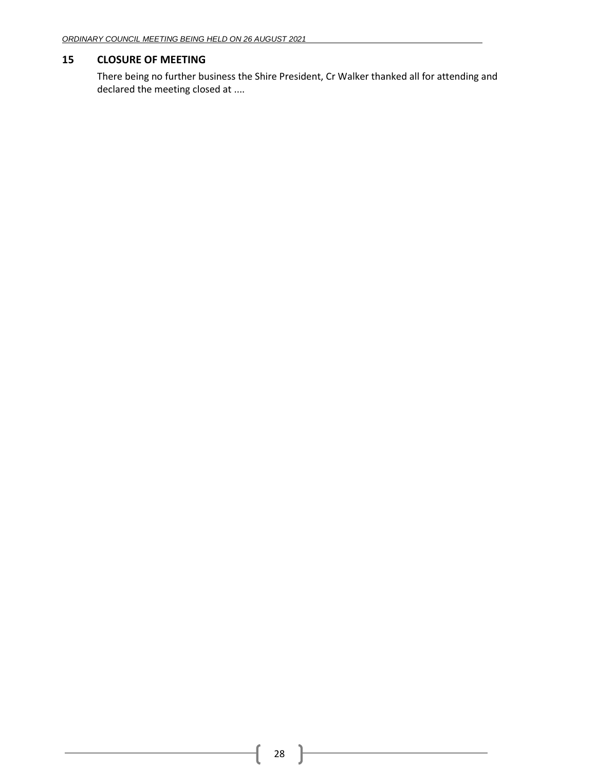## 15 CLOSURE OF MEETING

There being no further business the Shire President, Cr Walker thanked all for attending and declared the meeting closed at ....